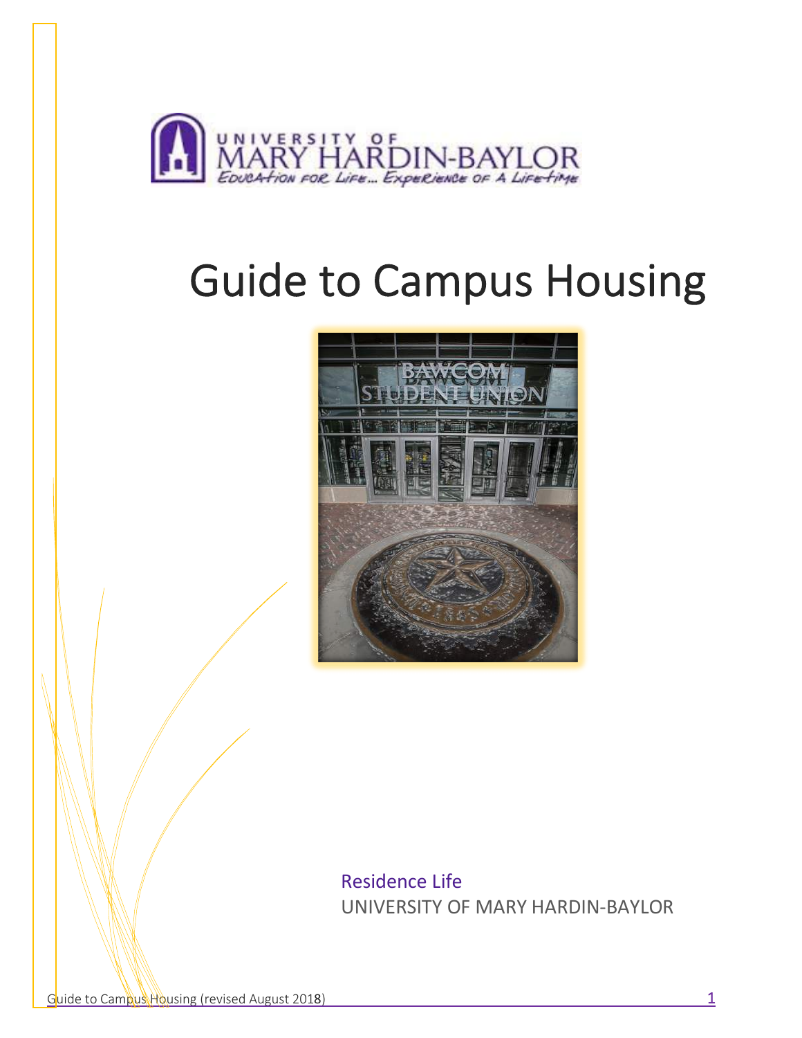UNIVERSITY OF MARY HARDIN-BAYLOR

EDUCATION FOR LIFE... EXPERIENCE OF A LIFETIME

# Guide to Campus Housing

Residence Life

UNIVERSITY OF MARY HARDIN-BAYLOR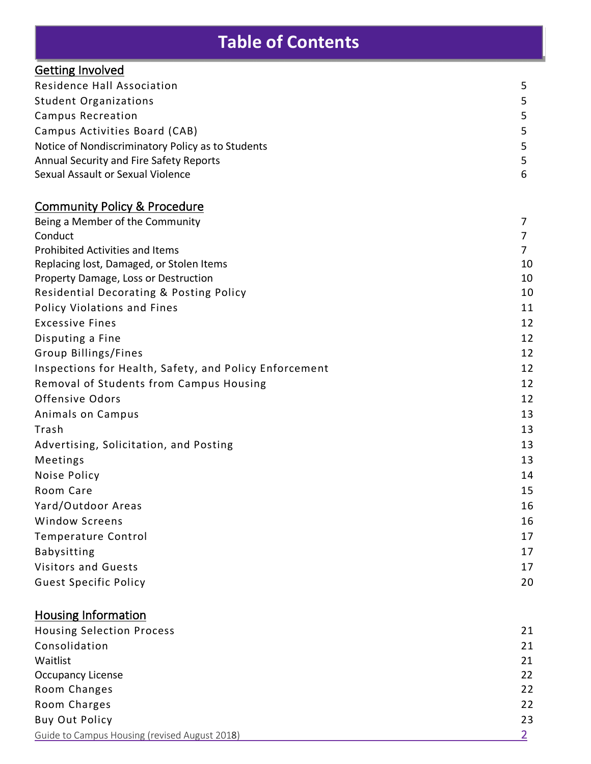# Table of Contents

## Getting Involved

| | |
|---|---|
| Residence Hall Association | 5 |
| Student Organizations | 5 |
| Campus Recreation | 5 |
| Campus Activities Board (CAB) | 5 |
| Notice of Nondiscriminatory Policy as to Students | 5 |
| Annual Security and Fire Safety Reports | 5 |
| Sexual Assault or Sexual Violence | 6 |

## Community Policy & Procedure

| | |
|---|---|
| Being a Member of the Community | 7 |
| Conduct | 7 |
| Prohibited Activities and Items | 7 |
| Replacing lost, Damaged, or Stolen Items | 10 |
| Property Damage, Loss or Destruction | 10 |
| Residential Decorating & Posting Policy | 10 |
| Policy Violations and Fines | 11 |
| Excessive Fines | 12 |
| Disputing a Fine | 12 |
| Group Billings/Fines | 12 |
| Inspections for Health, Safety, and Policy Enforcement | 12 |
| Removal of Students from Campus Housing | 12 |
| Offensive Odors | 12 |
| Animals on Campus | 13 |
| Trash | 13 |
| Advertising, Solicitation, and Posting | 13 |
| Meetings | 13 |
| Noise Policy | 14 |
| Room Care | 15 |
| Yard/Outdoor Areas | 16 |
| Window Screens | 16 |
| Temperature Control | 17 |
| Babysitting | 17 |
| Visitors and Guests | 17 |
| Guest Specific Policy | 20 |

## Housing Information

| | |
|---|---|
| Housing Selection Process | 21 |
| Consolidation | 21 |
| Waitlist | 21 |
| Occupancy License | 22 |
| Room Changes | 22 |
| Room Charges | 22 |
| Buy Out Policy | 23 |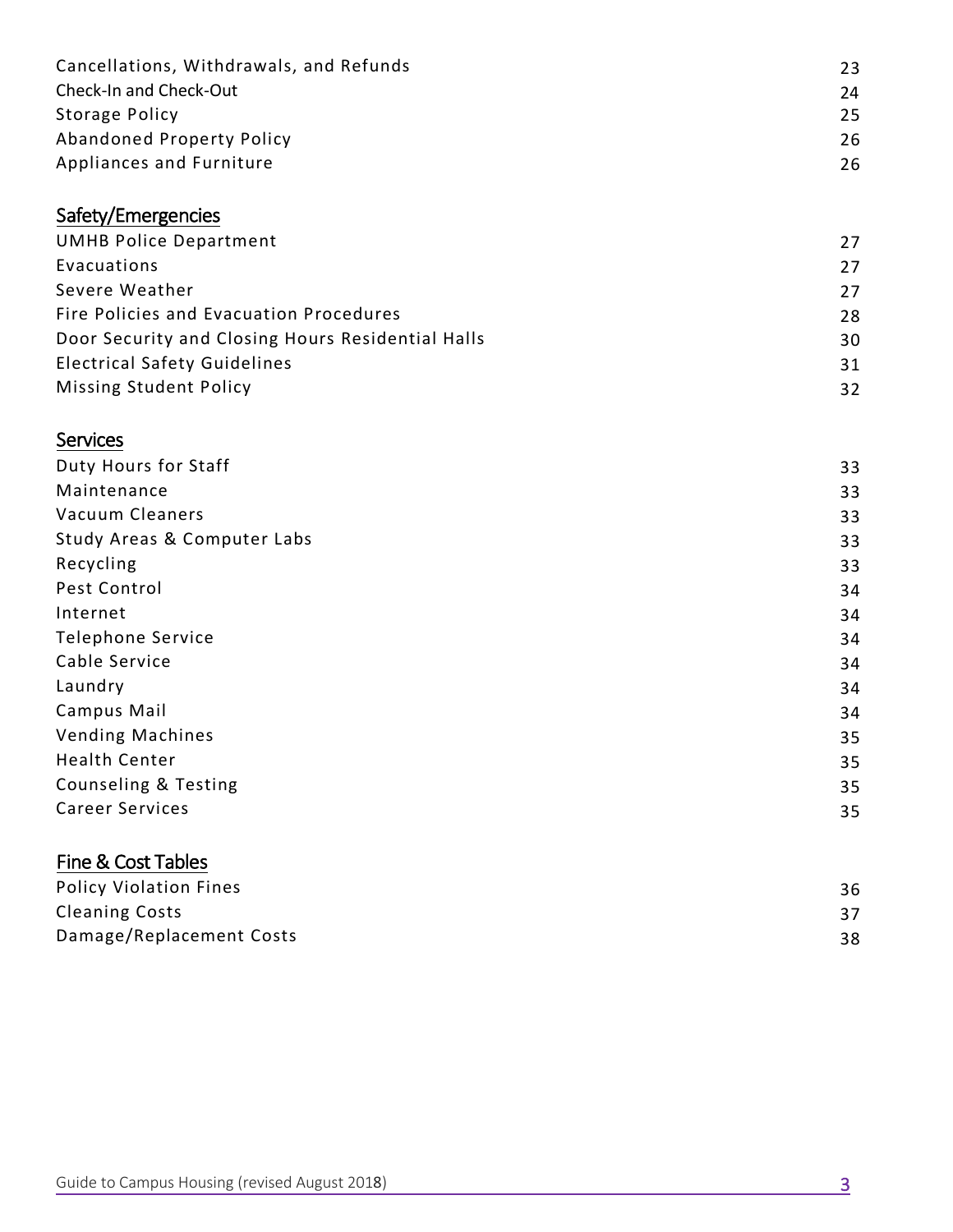| | |
|---|---|
| Cancellations, Withdrawals, and Refunds | 23 |
| Check-In and Check-Out | 24 |
| Storage Policy | 25 |
| Abandoned Property Policy | 26 |
| Appliances and Furniture | 26 |

## Safety/Emergencies

| | |
|---|---|
| UMHB Police Department | 27 |
| Evacuations | 27 |
| Severe Weather | 27 |
| Fire Policies and Evacuation Procedures | 28 |
| Door Security and Closing Hours Residential Halls | 30 |
| Electrical Safety Guidelines | 31 |
| Missing Student Policy | 32 |

## Services

| | |
|---|---|
| Duty Hours for Staff | 33 |
| Maintenance | 33 |
| Vacuum Cleaners | 33 |
| Study Areas & Computer Labs | 33 |
| Recycling | 33 |
| Pest Control | 34 |
| Internet | 34 |
| Telephone Service | 34 |
| Cable Service | 34 |
| Laundry | 34 |
| Campus Mail | 34 |
| Vending Machines | 35 |
| Health Center | 35 |
| Counseling & Testing | 35 |
| Career Services | 35 |

## Fine & Cost Tables

| | |
|---|---|
| Policy Violation Fines | 36 |
| Cleaning Costs | 37 |
| Damage/Replacement Costs | 38 |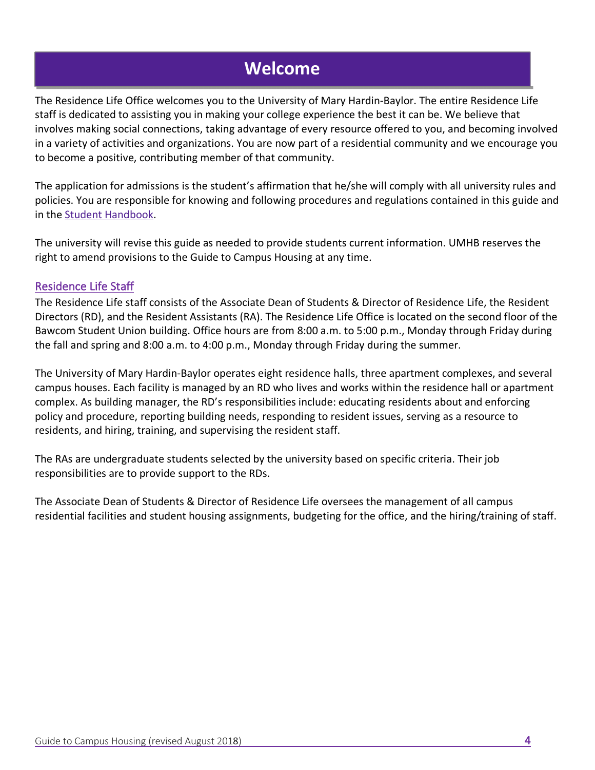# Welcome

The Residence Life Office welcomes you to the University of Mary Hardin-Baylor. The entire Residence Life staff is dedicated to assisting you in making your college experience the best it can be. We believe that involves making social connections, taking advantage of every resource offered to you, and becoming involved in a variety of activities and organizations. You are now part of a residential community and we encourage you to become a positive, contributing member of that community.

The application for admissions is the student's affirmation that he/she will comply with all university rules and policies. You are responsible for knowing and following procedures and regulations contained in this guide and in the Student Handbook.

The university will revise this guide as needed to provide students current information. UMHB reserves the right to amend provisions to the Guide to Campus Housing at any time.

## Residence Life Staff

The Residence Life staff consists of the Associate Dean of Students & Director of Residence Life, the Resident Directors (RD), and the Resident Assistants (RA). The Residence Life Office is located on the second floor of the Bawcom Student Union building. Office hours are from 8:00 a.m. to 5:00 p.m., Monday through Friday during the fall and spring and 8:00 a.m. to 4:00 p.m., Monday through Friday during the summer.

The University of Mary Hardin-Baylor operates eight residence halls, three apartment complexes, and several campus houses. Each facility is managed by an RD who lives and works within the residence hall or apartment complex. As building manager, the RD's responsibilities include: educating residents about and enforcing policy and procedure, reporting building needs, responding to resident issues, serving as a resource to residents, and hiring, training, and supervising the resident staff.

The RAs are undergraduate students selected by the university based on specific criteria. Their job responsibilities are to provide support to the RDs.

The Associate Dean of Students & Director of Residence Life oversees the management of all campus residential facilities and student housing assignments, budgeting for the office, and the hiring/training of staff.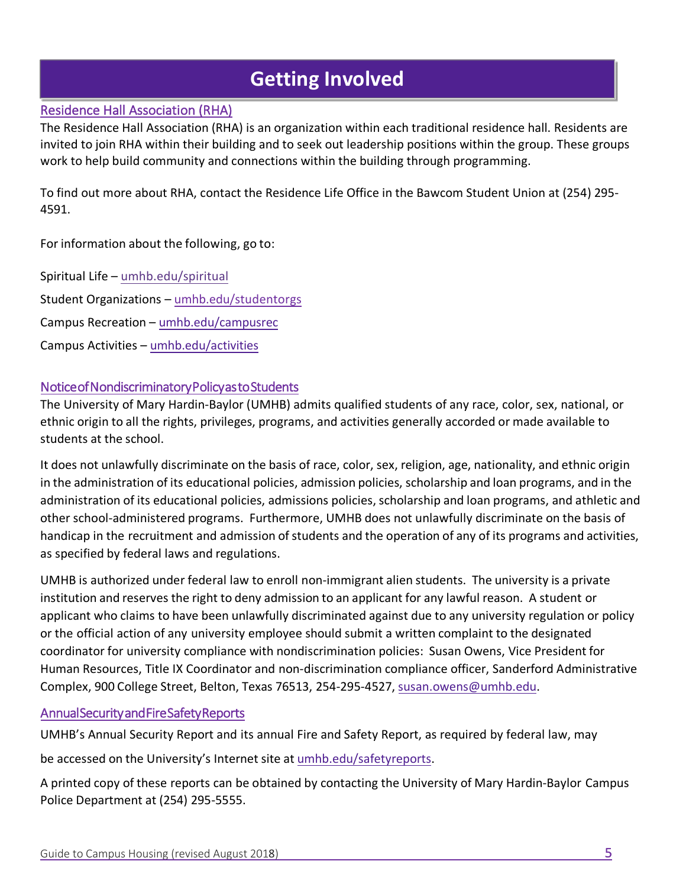# Getting Involved

## Residence Hall Association (RHA)

The Residence Hall Association (RHA) is an organization within each traditional residence hall. Residents are invited to join RHA within their building and to seek out leadership positions within the group. These groups work to help build community and connections within the building through programming.

To find out more about RHA, contact the Residence Life Office in the Bawcom Student Union at (254) 295-4591.

For information about the following, go to:

Spiritual Life – umhb.edu/spiritual

Student Organizations – umhb.edu/studentorgs

Campus Recreation – umhb.edu/campusrec

Campus Activities – umhb.edu/activities

## Notice of Nondiscriminatory Policy as to Students

The University of Mary Hardin-Baylor (UMHB) admits qualified students of any race, color, sex, national, or ethnic origin to all the rights, privileges, programs, and activities generally accorded or made available to students at the school.

It does not unlawfully discriminate on the basis of race, color, sex, religion, age, nationality, and ethnic origin in the administration of its educational policies, admission policies, scholarship and loan programs, and in the administration of its educational policies, admissions policies, scholarship and loan programs, and athletic and other school-administered programs. Furthermore, UMHB does not unlawfully discriminate on the basis of handicap in the recruitment and admission of students and the operation of any of its programs and activities, as specified by federal laws and regulations.

UMHB is authorized under federal law to enroll non-immigrant alien students. The university is a private institution and reserves the right to deny admission to an applicant for any lawful reason. A student or applicant who claims to have been unlawfully discriminated against due to any university regulation or policy or the official action of any university employee should submit a written complaint to the designated coordinator for university compliance with nondiscrimination policies: Susan Owens, Vice President for Human Resources, Title IX Coordinator and non-discrimination compliance officer, Sanderford Administrative Complex, 900 College Street, Belton, Texas 76513, 254-295-4527, susan.owens@umhb.edu.

## Annual Security and Fire Safety Reports

UMHB's Annual Security Report and its annual Fire and Safety Report, as required by federal law, may be accessed on the University's Internet site at umhb.edu/safetyreports.

A printed copy of these reports can be obtained by contacting the University of Mary Hardin-Baylor Campus Police Department at (254) 295-5555.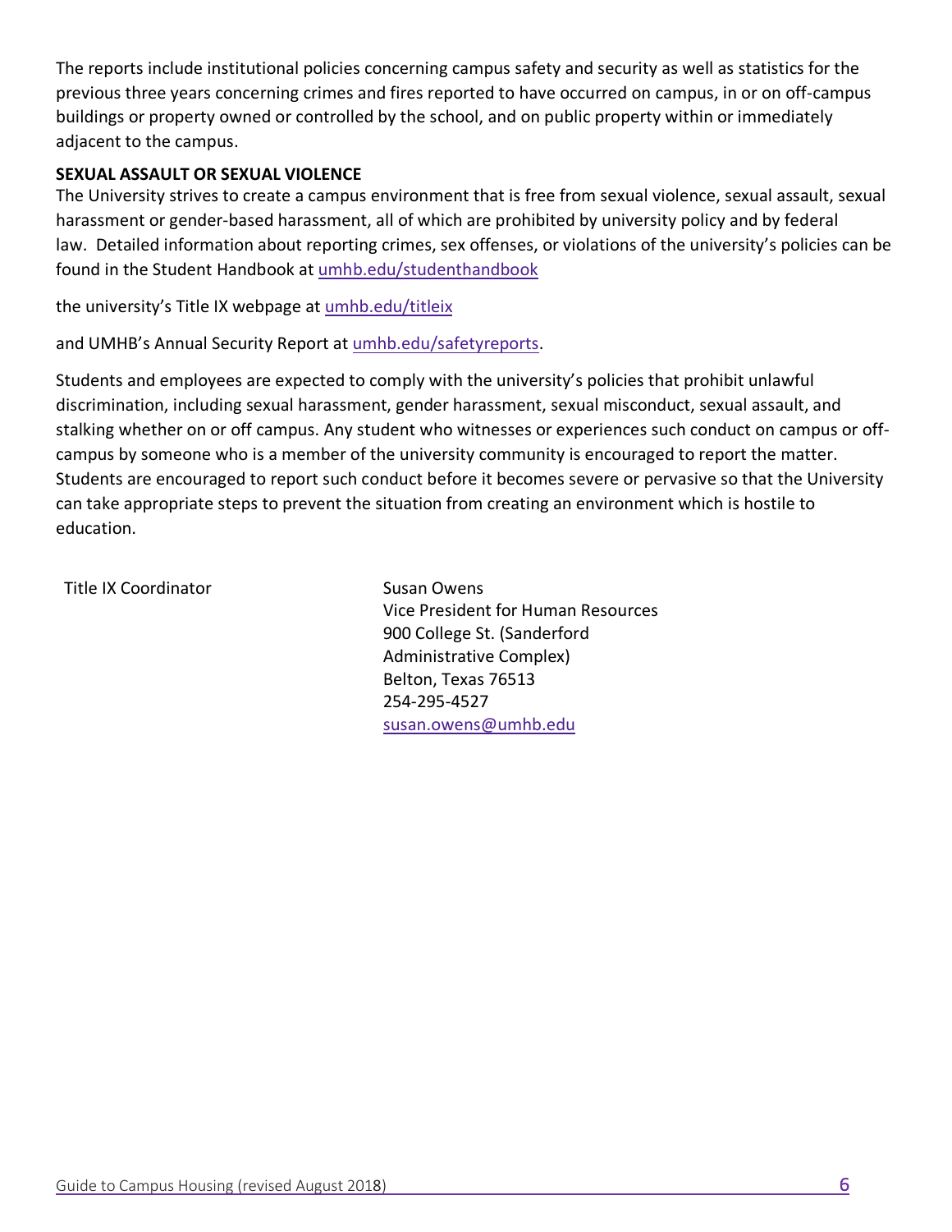The reports include institutional policies concerning campus safety and security as well as statistics for the previous three years concerning crimes and fires reported to have occurred on campus, in or on off-campus buildings or property owned or controlled by the school, and on public property within or immediately adjacent to the campus.

**SEXUAL ASSAULT OR SEXUAL VIOLENCE**

The University strives to create a campus environment that is free from sexual violence, sexual assault, sexual harassment or gender-based harassment, all of which are prohibited by university policy and by federal law. Detailed information about reporting crimes, sex offenses, or violations of the university's policies can be found in the Student Handbook at umhb.edu/studenthandbook

the university's Title IX webpage at umhb.edu/titleix

and UMHB's Annual Security Report at umhb.edu/safetyreports.

Students and employees are expected to comply with the university's policies that prohibit unlawful discrimination, including sexual harassment, gender harassment, sexual misconduct, sexual assault, and stalking whether on or off campus. Any student who witnesses or experiences such conduct on campus or off-campus by someone who is a member of the university community is encouraged to report the matter. Students are encouraged to report such conduct before it becomes severe or pervasive so that the University can take appropriate steps to prevent the situation from creating an environment which is hostile to education.

Title IX Coordinator

Susan Owens
Vice President for Human Resources
900 College St. (Sanderford Administrative Complex)
Belton, Texas 76513
254-295-4527
susan.owens@umhb.edu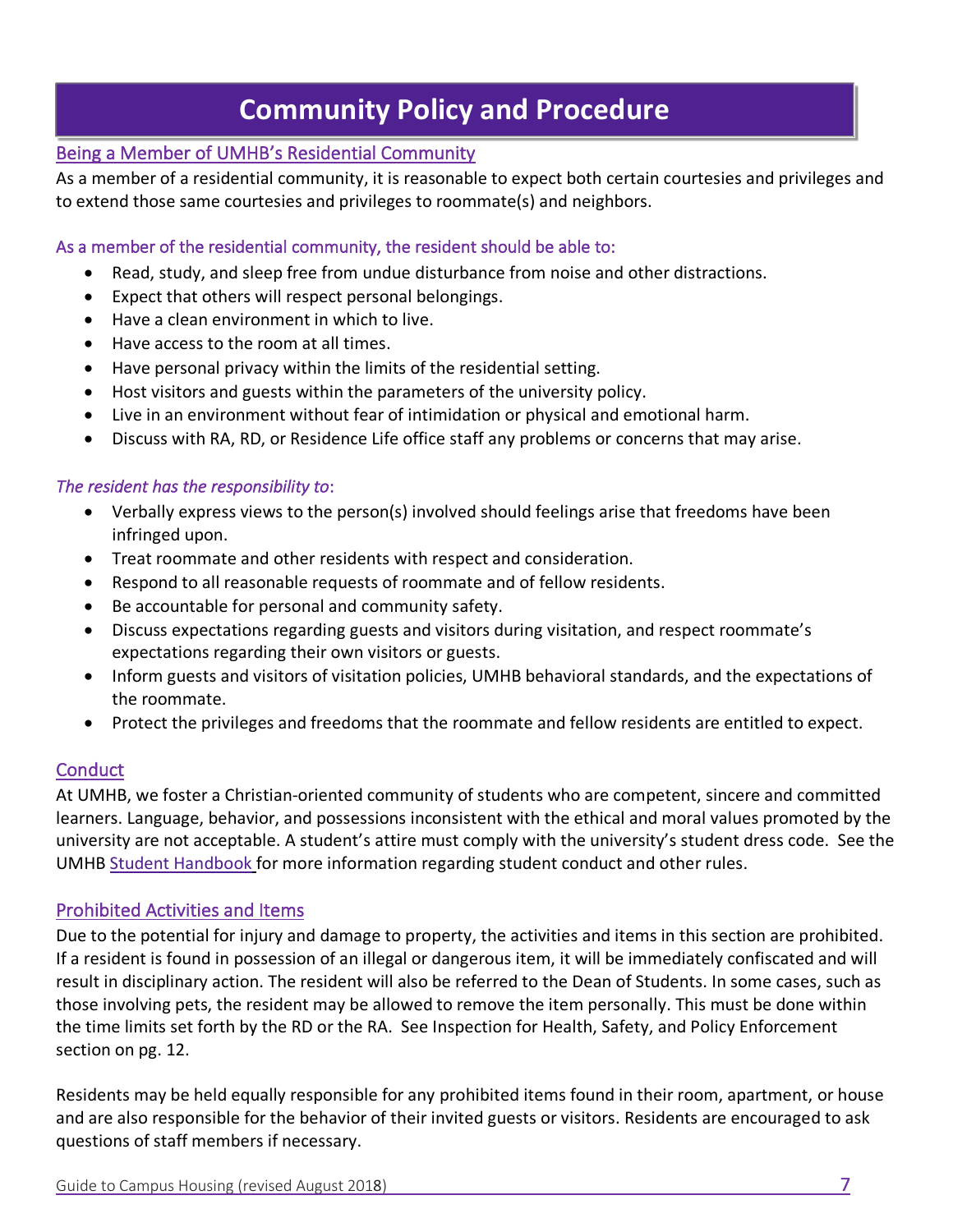# Community Policy and Procedure

## Being a Member of UMHB's Residential Community

As a member of a residential community, it is reasonable to expect both certain courtesies and privileges and to extend those same courtesies and privileges to roommate(s) and neighbors.

### As a member of the residential community, the resident should be able to:

- Read, study, and sleep free from undue disturbance from noise and other distractions.
- Expect that others will respect personal belongings.
- Have a clean environment in which to live.
- Have access to the room at all times.
- Have personal privacy within the limits of the residential setting.
- Host visitors and guests within the parameters of the university policy.
- Live in an environment without fear of intimidation or physical and emotional harm.
- Discuss with RA, RD, or Residence Life office staff any problems or concerns that may arise.

### *The resident has the responsibility to*:

- Verbally express views to the person(s) involved should feelings arise that freedoms have been infringed upon.
- Treat roommate and other residents with respect and consideration.
- Respond to all reasonable requests of roommate and of fellow residents.
- Be accountable for personal and community safety.
- Discuss expectations regarding guests and visitors during visitation, and respect roommate's expectations regarding their own visitors or guests.
- Inform guests and visitors of visitation policies, UMHB behavioral standards, and the expectations of the roommate.
- Protect the privileges and freedoms that the roommate and fellow residents are entitled to expect.

## Conduct

At UMHB, we foster a Christian-oriented community of students who are competent, sincere and committed learners. Language, behavior, and possessions inconsistent with the ethical and moral values promoted by the university are not acceptable. A student's attire must comply with the university's student dress code. See the UMHB Student Handbook for more information regarding student conduct and other rules.

## Prohibited Activities and Items

Due to the potential for injury and damage to property, the activities and items in this section are prohibited. If a resident is found in possession of an illegal or dangerous item, it will be immediately confiscated and will result in disciplinary action. The resident will also be referred to the Dean of Students. In some cases, such as those involving pets, the resident may be allowed to remove the item personally. This must be done within the time limits set forth by the RD or the RA. See Inspection for Health, Safety, and Policy Enforcement section on pg. 12.

Residents may be held equally responsible for any prohibited items found in their room, apartment, or house and are also responsible for the behavior of their invited guests or visitors. Residents are encouraged to ask questions of staff members if necessary.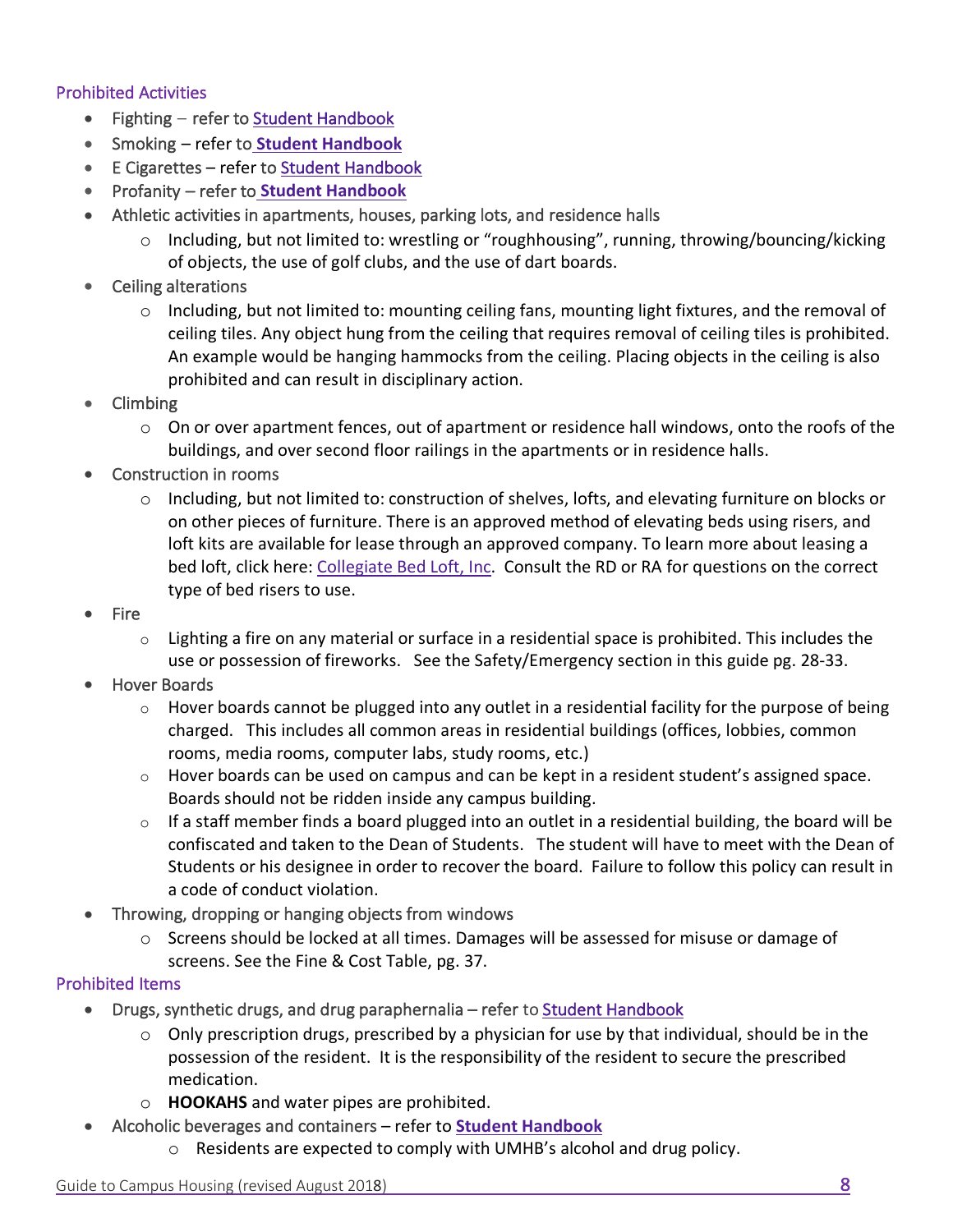## Prohibited Activities

- Fighting – refer to Student Handbook
- Smoking – refer to **Student Handbook**
- E Cigarettes – refer to Student Handbook
- Profanity – refer to **Student Handbook**
- Athletic activities in apartments, houses, parking lots, and residence halls
  - Including, but not limited to: wrestling or "roughhousing", running, throwing/bouncing/kicking of objects, the use of golf clubs, and the use of dart boards.
- Ceiling alterations
  - Including, but not limited to: mounting ceiling fans, mounting light fixtures, and the removal of ceiling tiles. Any object hung from the ceiling that requires removal of ceiling tiles is prohibited. An example would be hanging hammocks from the ceiling. Placing objects in the ceiling is also prohibited and can result in disciplinary action.
- Climbing
  - On or over apartment fences, out of apartment or residence hall windows, onto the roofs of the buildings, and over second floor railings in the apartments or in residence halls.
- Construction in rooms
  - Including, but not limited to: construction of shelves, lofts, and elevating furniture on blocks or on other pieces of furniture. There is an approved method of elevating beds using risers, and loft kits are available for lease through an approved company. To learn more about leasing a bed loft, click here: Collegiate Bed Loft, Inc. Consult the RD or RA for questions on the correct type of bed risers to use.
- Fire
  - Lighting a fire on any material or surface in a residential space is prohibited. This includes the use or possession of fireworks. See the Safety/Emergency section in this guide pg. 28-33.
- Hover Boards
  - Hover boards cannot be plugged into any outlet in a residential facility for the purpose of being charged. This includes all common areas in residential buildings (offices, lobbies, common rooms, media rooms, computer labs, study rooms, etc.)
  - Hover boards can be used on campus and can be kept in a resident student's assigned space. Boards should not be ridden inside any campus building.
  - If a staff member finds a board plugged into an outlet in a residential building, the board will be confiscated and taken to the Dean of Students. The student will have to meet with the Dean of Students or his designee in order to recover the board. Failure to follow this policy can result in a code of conduct violation.
- Throwing, dropping or hanging objects from windows
  - Screens should be locked at all times. Damages will be assessed for misuse or damage of screens. See the Fine & Cost Table, pg. 37.

## Prohibited Items

- Drugs, synthetic drugs, and drug paraphernalia – refer to Student Handbook
  - Only prescription drugs, prescribed by a physician for use by that individual, should be in the possession of the resident. It is the responsibility of the resident to secure the prescribed medication.
  - **HOOKAHS** and water pipes are prohibited.
- Alcoholic beverages and containers – refer to **Student Handbook**
  - Residents are expected to comply with UMHB's alcohol and drug policy.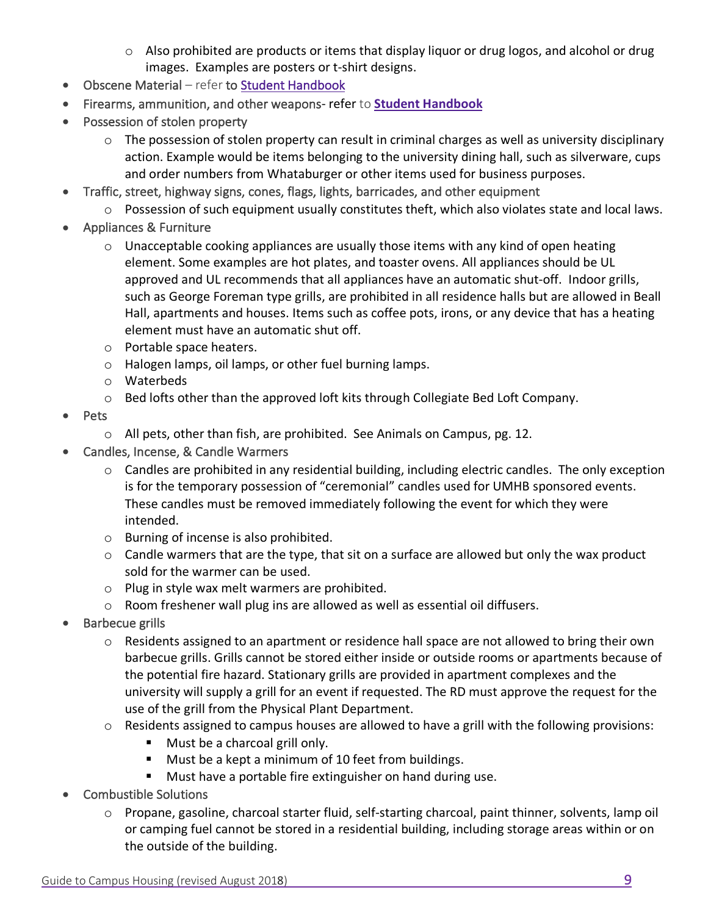- Also prohibited are products or items that display liquor or drug logos, and alcohol or drug images. Examples are posters or t-shirt designs.
- Obscene Material – refer to [Student Handbook]
- Firearms, ammunition, and other weapons- refer to **[Student Handbook]**
- Possession of stolen property
  - The possession of stolen property can result in criminal charges as well as university disciplinary action. Example would be items belonging to the university dining hall, such as silverware, cups and order numbers from Whataburger or other items used for business purposes.
- Traffic, street, highway signs, cones, flags, lights, barricades, and other equipment
  - Possession of such equipment usually constitutes theft, which also violates state and local laws.
- Appliances & Furniture
  - Unacceptable cooking appliances are usually those items with any kind of open heating element. Some examples are hot plates, and toaster ovens. All appliances should be UL approved and UL recommends that all appliances have an automatic shut-off. Indoor grills, such as George Foreman type grills, are prohibited in all residence halls but are allowed in Beall Hall, apartments and houses. Items such as coffee pots, irons, or any device that has a heating element must have an automatic shut off.
  - Portable space heaters.
  - Halogen lamps, oil lamps, or other fuel burning lamps.
  - Waterbeds
  - Bed lofts other than the approved loft kits through Collegiate Bed Loft Company.
- Pets
  - All pets, other than fish, are prohibited. See Animals on Campus, pg. 12.
- Candles, Incense, & Candle Warmers
  - Candles are prohibited in any residential building, including electric candles. The only exception is for the temporary possession of "ceremonial" candles used for UMHB sponsored events. These candles must be removed immediately following the event for which they were intended.
  - Burning of incense is also prohibited.
  - Candle warmers that are the type, that sit on a surface are allowed but only the wax product sold for the warmer can be used.
  - Plug in style wax melt warmers are prohibited.
  - Room freshener wall plug ins are allowed as well as essential oil diffusers.
- Barbecue grills
  - Residents assigned to an apartment or residence hall space are not allowed to bring their own barbecue grills. Grills cannot be stored either inside or outside rooms or apartments because of the potential fire hazard. Stationary grills are provided in apartment complexes and the university will supply a grill for an event if requested. The RD must approve the request for the use of the grill from the Physical Plant Department.
  - Residents assigned to campus houses are allowed to have a grill with the following provisions:
    - Must be a charcoal grill only.
    - Must be a kept a minimum of 10 feet from buildings.
    - Must have a portable fire extinguisher on hand during use.
- Combustible Solutions
  - Propane, gasoline, charcoal starter fluid, self-starting charcoal, paint thinner, solvents, lamp oil or camping fuel cannot be stored in a residential building, including storage areas within or on the outside of the building.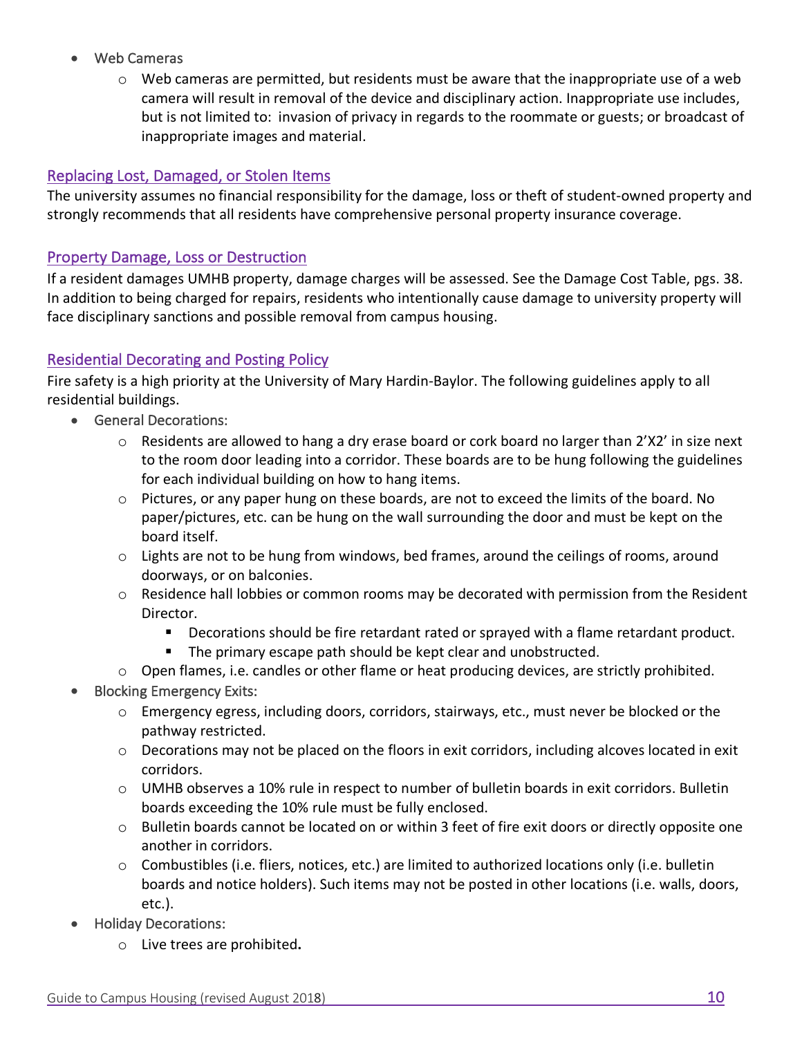- Web Cameras
  - Web cameras are permitted, but residents must be aware that the inappropriate use of a web camera will result in removal of the device and disciplinary action. Inappropriate use includes, but is not limited to: invasion of privacy in regards to the roommate or guests; or broadcast of inappropriate images and material.

## Replacing Lost, Damaged, or Stolen Items

The university assumes no financial responsibility for the damage, loss or theft of student-owned property and strongly recommends that all residents have comprehensive personal property insurance coverage.

## Property Damage, Loss or Destruction

If a resident damages UMHB property, damage charges will be assessed. See the Damage Cost Table, pgs. 38. In addition to being charged for repairs, residents who intentionally cause damage to university property will face disciplinary sanctions and possible removal from campus housing.

## Residential Decorating and Posting Policy

Fire safety is a high priority at the University of Mary Hardin-Baylor. The following guidelines apply to all residential buildings.

- General Decorations:
  - Residents are allowed to hang a dry erase board or cork board no larger than 2'X2' in size next to the room door leading into a corridor. These boards are to be hung following the guidelines for each individual building on how to hang items.
  - Pictures, or any paper hung on these boards, are not to exceed the limits of the board. No paper/pictures, etc. can be hung on the wall surrounding the door and must be kept on the board itself.
  - Lights are not to be hung from windows, bed frames, around the ceilings of rooms, around doorways, or on balconies.
  - Residence hall lobbies or common rooms may be decorated with permission from the Resident Director.
    - Decorations should be fire retardant rated or sprayed with a flame retardant product.
    - The primary escape path should be kept clear and unobstructed.
  - Open flames, i.e. candles or other flame or heat producing devices, are strictly prohibited.
- Blocking Emergency Exits:
  - Emergency egress, including doors, corridors, stairways, etc., must never be blocked or the pathway restricted.
  - Decorations may not be placed on the floors in exit corridors, including alcoves located in exit corridors.
  - UMHB observes a 10% rule in respect to number of bulletin boards in exit corridors. Bulletin boards exceeding the 10% rule must be fully enclosed.
  - Bulletin boards cannot be located on or within 3 feet of fire exit doors or directly opposite one another in corridors.
  - Combustibles (i.e. fliers, notices, etc.) are limited to authorized locations only (i.e. bulletin boards and notice holders). Such items may not be posted in other locations (i.e. walls, doors, etc.).
- Holiday Decorations:
  - Live trees are prohibited**.**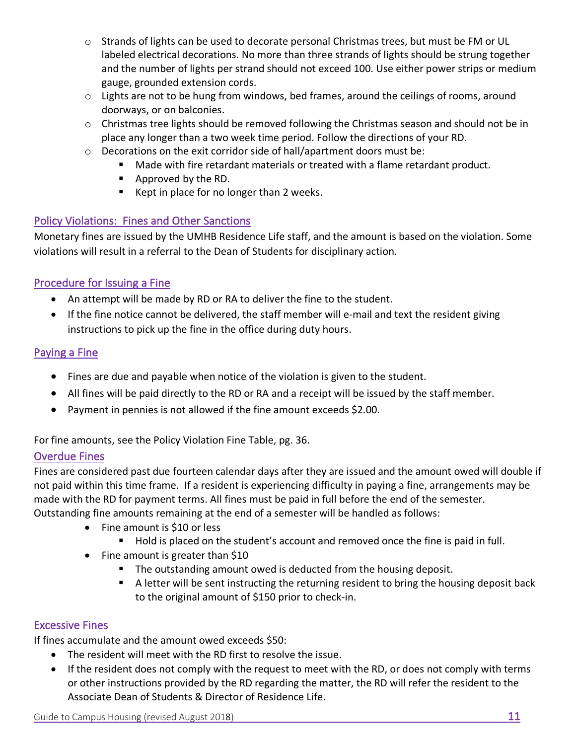- Strands of lights can be used to decorate personal Christmas trees, but must be FM or UL labeled electrical decorations. No more than three strands of lights should be strung together and the number of lights per strand should not exceed 100. Use either power strips or medium gauge, grounded extension cords.
- Lights are not to be hung from windows, bed frames, around the ceilings of rooms, around doorways, or on balconies.
- Christmas tree lights should be removed following the Christmas season and should not be in place any longer than a two week time period. Follow the directions of your RD.
- Decorations on the exit corridor side of hall/apartment doors must be:
    - Made with fire retardant materials or treated with a flame retardant product.
    - Approved by the RD.
    - Kept in place for no longer than 2 weeks.

## Policy Violations: Fines and Other Sanctions

Monetary fines are issued by the UMHB Residence Life staff, and the amount is based on the violation. Some violations will result in a referral to the Dean of Students for disciplinary action.

## Procedure for Issuing a Fine

- An attempt will be made by RD or RA to deliver the fine to the student.
- If the fine notice cannot be delivered, the staff member will e-mail and text the resident giving instructions to pick up the fine in the office during duty hours.

## Paying a Fine

- Fines are due and payable when notice of the violation is given to the student.
- All fines will be paid directly to the RD or RA and a receipt will be issued by the staff member.
- Payment in pennies is not allowed if the fine amount exceeds $2.00.

For fine amounts, see the Policy Violation Fine Table, pg. 36.

## Overdue Fines

Fines are considered past due fourteen calendar days after they are issued and the amount owed will double if not paid within this time frame. If a resident is experiencing difficulty in paying a fine, arrangements may be made with the RD for payment terms. All fines must be paid in full before the end of the semester. Outstanding fine amounts remaining at the end of a semester will be handled as follows:

- Fine amount is $10 or less
    - Hold is placed on the student's account and removed once the fine is paid in full.
- Fine amount is greater than $10
    - The outstanding amount owed is deducted from the housing deposit.
    - A letter will be sent instructing the returning resident to bring the housing deposit back to the original amount of $150 prior to check-in.

## Excessive Fines

If fines accumulate and the amount owed exceeds $50:

- The resident will meet with the RD first to resolve the issue.
- If the resident does not comply with the request to meet with the RD, or does not comply with terms or other instructions provided by the RD regarding the matter, the RD will refer the resident to the Associate Dean of Students & Director of Residence Life.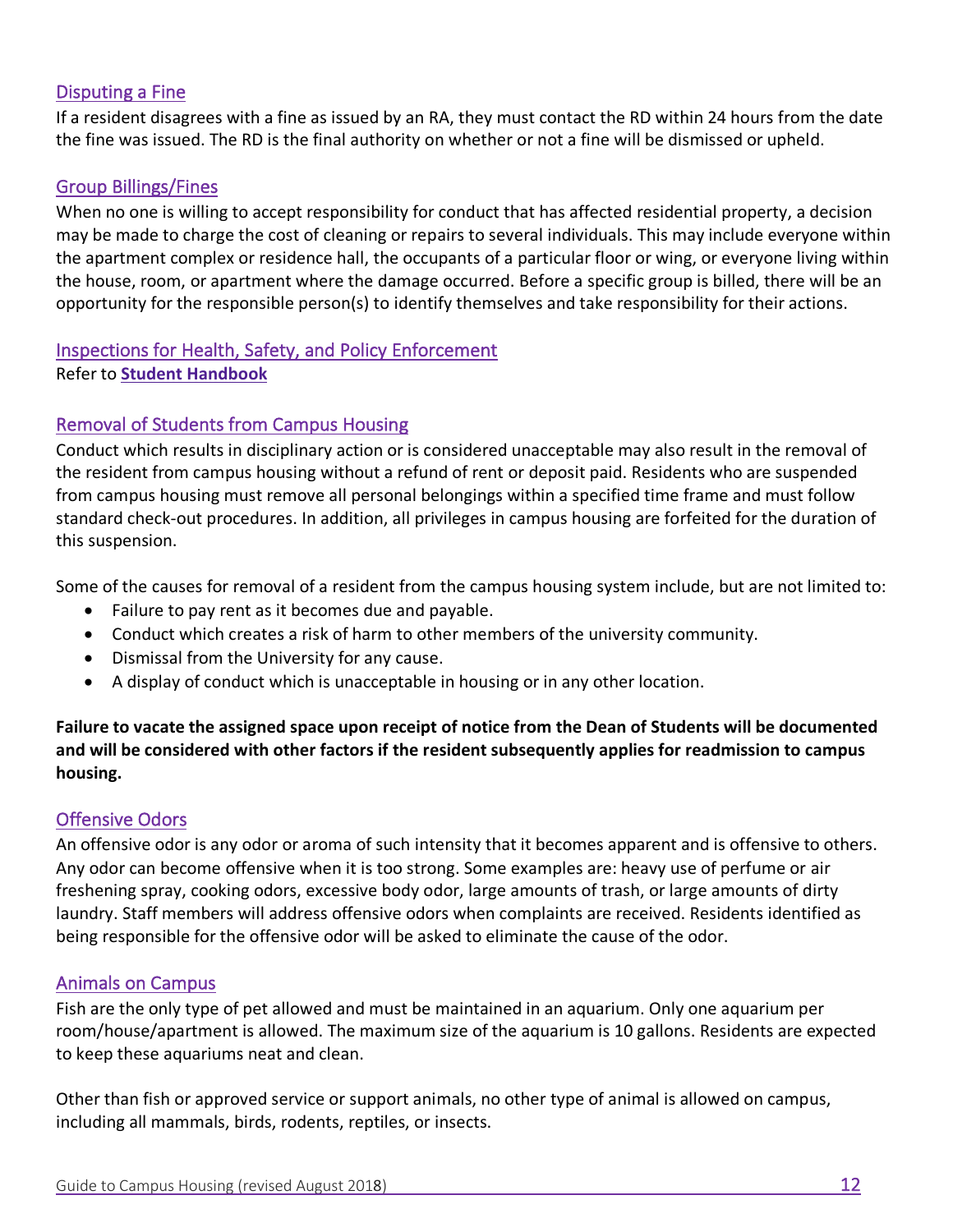## Disputing a Fine

If a resident disagrees with a fine as issued by an RA, they must contact the RD within 24 hours from the date the fine was issued. The RD is the final authority on whether or not a fine will be dismissed or upheld.

## Group Billings/Fines

When no one is willing to accept responsibility for conduct that has affected residential property, a decision may be made to charge the cost of cleaning or repairs to several individuals. This may include everyone within the apartment complex or residence hall, the occupants of a particular floor or wing, or everyone living within the house, room, or apartment where the damage occurred. Before a specific group is billed, there will be an opportunity for the responsible person(s) to identify themselves and take responsibility for their actions.

## Inspections for Health, Safety, and Policy Enforcement

Refer to **Student Handbook**

## Removal of Students from Campus Housing

Conduct which results in disciplinary action or is considered unacceptable may also result in the removal of the resident from campus housing without a refund of rent or deposit paid. Residents who are suspended from campus housing must remove all personal belongings within a specified time frame and must follow standard check-out procedures. In addition, all privileges in campus housing are forfeited for the duration of this suspension.

Some of the causes for removal of a resident from the campus housing system include, but are not limited to:

- Failure to pay rent as it becomes due and payable.
- Conduct which creates a risk of harm to other members of the university community.
- Dismissal from the University for any cause.
- A display of conduct which is unacceptable in housing or in any other location.

**Failure to vacate the assigned space upon receipt of notice from the Dean of Students will be documented and will be considered with other factors if the resident subsequently applies for readmission to campus housing.**

## Offensive Odors

An offensive odor is any odor or aroma of such intensity that it becomes apparent and is offensive to others. Any odor can become offensive when it is too strong. Some examples are: heavy use of perfume or air freshening spray, cooking odors, excessive body odor, large amounts of trash, or large amounts of dirty laundry. Staff members will address offensive odors when complaints are received. Residents identified as being responsible for the offensive odor will be asked to eliminate the cause of the odor.

## Animals on Campus

Fish are the only type of pet allowed and must be maintained in an aquarium. Only one aquarium per room/house/apartment is allowed. The maximum size of the aquarium is 10 gallons. Residents are expected to keep these aquariums neat and clean.

Other than fish or approved service or support animals, no other type of animal is allowed on campus, including all mammals, birds, rodents, reptiles, or insects.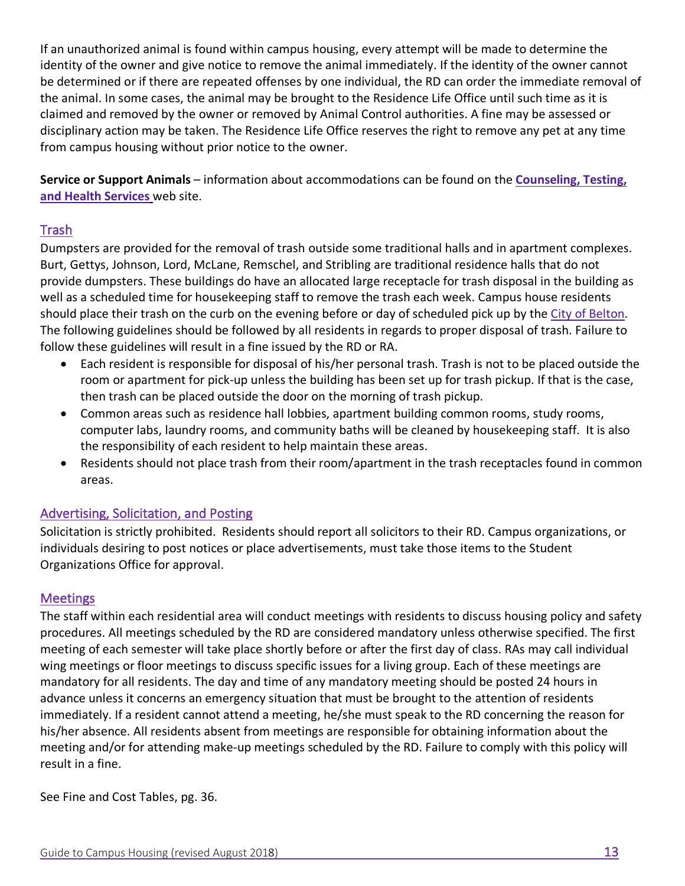If an unauthorized animal is found within campus housing, every attempt will be made to determine the identity of the owner and give notice to remove the animal immediately. If the identity of the owner cannot be determined or if there are repeated offenses by one individual, the RD can order the immediate removal of the animal. In some cases, the animal may be brought to the Residence Life Office until such time as it is claimed and removed by the owner or removed by Animal Control authorities. A fine may be assessed or disciplinary action may be taken. The Residence Life Office reserves the right to remove any pet at any time from campus housing without prior notice to the owner.

**Service or Support Animals** – information about accommodations can be found on the **Counseling, Testing, and Health Services** web site.

## Trash

Dumpsters are provided for the removal of trash outside some traditional halls and in apartment complexes. Burt, Gettys, Johnson, Lord, McLane, Remschel, and Stribling are traditional residence halls that do not provide dumpsters. These buildings do have an allocated large receptacle for trash disposal in the building as well as a scheduled time for housekeeping staff to remove the trash each week. Campus house residents should place their trash on the curb on the evening before or day of scheduled pick up by the City of Belton. The following guidelines should be followed by all residents in regards to proper disposal of trash. Failure to follow these guidelines will result in a fine issued by the RD or RA.

- Each resident is responsible for disposal of his/her personal trash. Trash is not to be placed outside the room or apartment for pick-up unless the building has been set up for trash pickup. If that is the case, then trash can be placed outside the door on the morning of trash pickup.
- Common areas such as residence hall lobbies, apartment building common rooms, study rooms, computer labs, laundry rooms, and community baths will be cleaned by housekeeping staff. It is also the responsibility of each resident to help maintain these areas.
- Residents should not place trash from their room/apartment in the trash receptacles found in common areas.

## Advertising, Solicitation, and Posting

Solicitation is strictly prohibited. Residents should report all solicitors to their RD. Campus organizations, or individuals desiring to post notices or place advertisements, must take those items to the Student Organizations Office for approval.

## Meetings

The staff within each residential area will conduct meetings with residents to discuss housing policy and safety procedures. All meetings scheduled by the RD are considered mandatory unless otherwise specified. The first meeting of each semester will take place shortly before or after the first day of class. RAs may call individual wing meetings or floor meetings to discuss specific issues for a living group. Each of these meetings are mandatory for all residents. The day and time of any mandatory meeting should be posted 24 hours in advance unless it concerns an emergency situation that must be brought to the attention of residents immediately. If a resident cannot attend a meeting, he/she must speak to the RD concerning the reason for his/her absence. All residents absent from meetings are responsible for obtaining information about the meeting and/or for attending make-up meetings scheduled by the RD. Failure to comply with this policy will result in a fine.

See Fine and Cost Tables, pg. 36.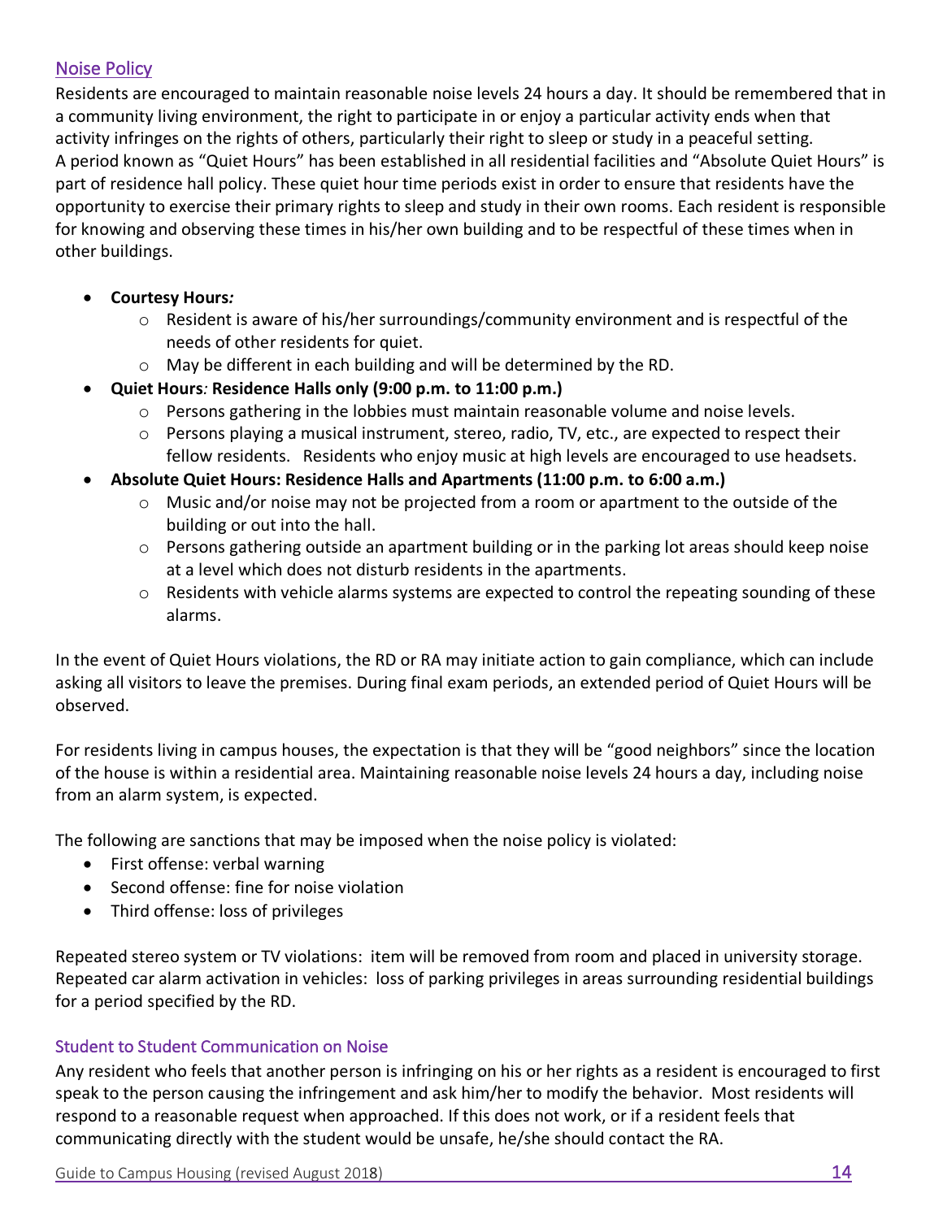## Noise Policy

Residents are encouraged to maintain reasonable noise levels 24 hours a day. It should be remembered that in a community living environment, the right to participate in or enjoy a particular activity ends when that activity infringes on the rights of others, particularly their right to sleep or study in a peaceful setting. A period known as "Quiet Hours" has been established in all residential facilities and "Absolute Quiet Hours" is part of residence hall policy. These quiet hour time periods exist in order to ensure that residents have the opportunity to exercise their primary rights to sleep and study in their own rooms. Each resident is responsible for knowing and observing these times in his/her own building and to be respectful of these times when in other buildings.

- **Courtesy Hours*:***
  - Resident is aware of his/her surroundings/community environment and is respectful of the needs of other residents for quiet.
  - May be different in each building and will be determined by the RD.
- **Quiet Hours*:* Residence Halls only (9:00 p.m. to 11:00 p.m.)**
  - Persons gathering in the lobbies must maintain reasonable volume and noise levels.
  - Persons playing a musical instrument, stereo, radio, TV, etc., are expected to respect their fellow residents. Residents who enjoy music at high levels are encouraged to use headsets.
- **Absolute Quiet Hours: Residence Halls and Apartments (11:00 p.m. to 6:00 a.m.)**
  - Music and/or noise may not be projected from a room or apartment to the outside of the building or out into the hall.
  - Persons gathering outside an apartment building or in the parking lot areas should keep noise at a level which does not disturb residents in the apartments.
  - Residents with vehicle alarms systems are expected to control the repeating sounding of these alarms.

In the event of Quiet Hours violations, the RD or RA may initiate action to gain compliance, which can include asking all visitors to leave the premises. During final exam periods, an extended period of Quiet Hours will be observed.

For residents living in campus houses, the expectation is that they will be "good neighbors" since the location of the house is within a residential area. Maintaining reasonable noise levels 24 hours a day, including noise from an alarm system, is expected.

The following are sanctions that may be imposed when the noise policy is violated:

- First offense: verbal warning
- Second offense: fine for noise violation
- Third offense: loss of privileges

Repeated stereo system or TV violations: item will be removed from room and placed in university storage. Repeated car alarm activation in vehicles: loss of parking privileges in areas surrounding residential buildings for a period specified by the RD.

### Student to Student Communication on Noise

Any resident who feels that another person is infringing on his or her rights as a resident is encouraged to first speak to the person causing the infringement and ask him/her to modify the behavior. Most residents will respond to a reasonable request when approached. If this does not work, or if a resident feels that communicating directly with the student would be unsafe, he/she should contact the RA.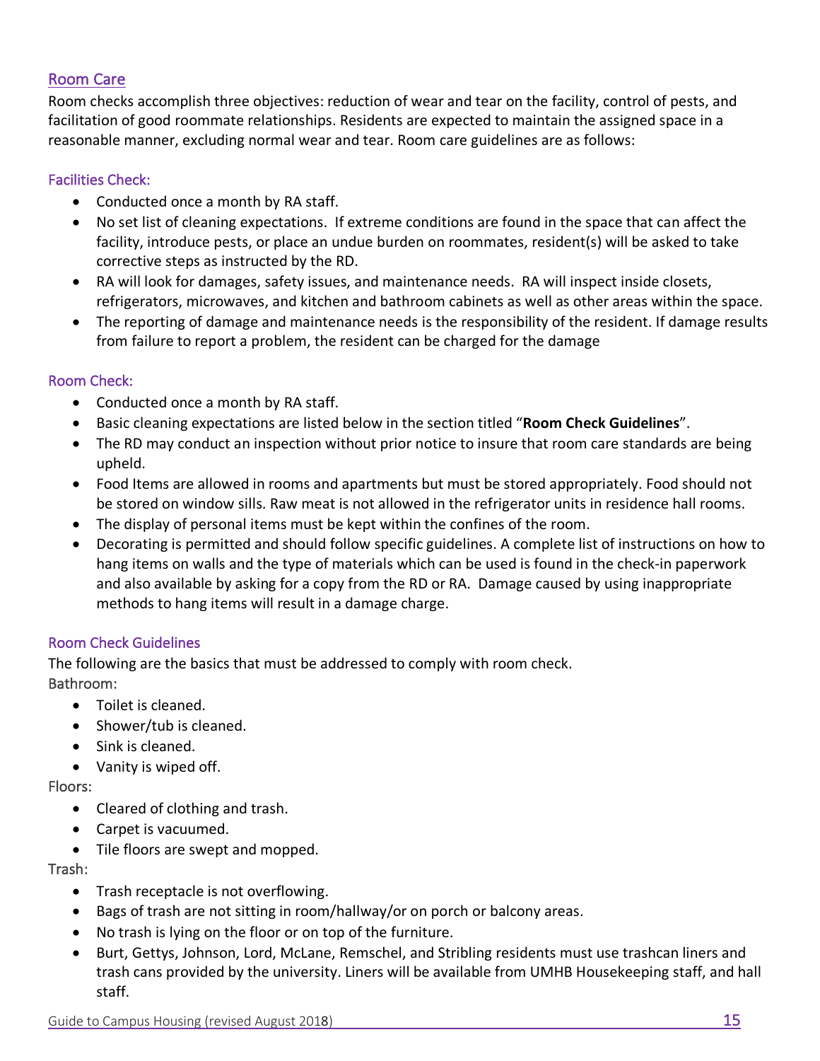## Room Care

Room checks accomplish three objectives: reduction of wear and tear on the facility, control of pests, and facilitation of good roommate relationships. Residents are expected to maintain the assigned space in a reasonable manner, excluding normal wear and tear. Room care guidelines are as follows:

### Facilities Check:

- Conducted once a month by RA staff.
- No set list of cleaning expectations. If extreme conditions are found in the space that can affect the facility, introduce pests, or place an undue burden on roommates, resident(s) will be asked to take corrective steps as instructed by the RD.
- RA will look for damages, safety issues, and maintenance needs. RA will inspect inside closets, refrigerators, microwaves, and kitchen and bathroom cabinets as well as other areas within the space.
- The reporting of damage and maintenance needs is the responsibility of the resident. If damage results from failure to report a problem, the resident can be charged for the damage

### Room Check:

- Conducted once a month by RA staff.
- Basic cleaning expectations are listed below in the section titled "**Room Check Guidelines**".
- The RD may conduct an inspection without prior notice to insure that room care standards are being upheld.
- Food Items are allowed in rooms and apartments but must be stored appropriately. Food should not be stored on window sills. Raw meat is not allowed in the refrigerator units in residence hall rooms.
- The display of personal items must be kept within the confines of the room.
- Decorating is permitted and should follow specific guidelines. A complete list of instructions on how to hang items on walls and the type of materials which can be used is found in the check-in paperwork and also available by asking for a copy from the RD or RA. Damage caused by using inappropriate methods to hang items will result in a damage charge.

### Room Check Guidelines

The following are the basics that must be addressed to comply with room check.

Bathroom:

- Toilet is cleaned.
- Shower/tub is cleaned.
- Sink is cleaned.
- Vanity is wiped off.

Floors:

- Cleared of clothing and trash.
- Carpet is vacuumed.
- Tile floors are swept and mopped.

Trash:

- Trash receptacle is not overflowing.
- Bags of trash are not sitting in room/hallway/or on porch or balcony areas.
- No trash is lying on the floor or on top of the furniture.
- Burt, Gettys, Johnson, Lord, McLane, Remschel, and Stribling residents must use trashcan liners and trash cans provided by the university. Liners will be available from UMHB Housekeeping staff, and hall staff.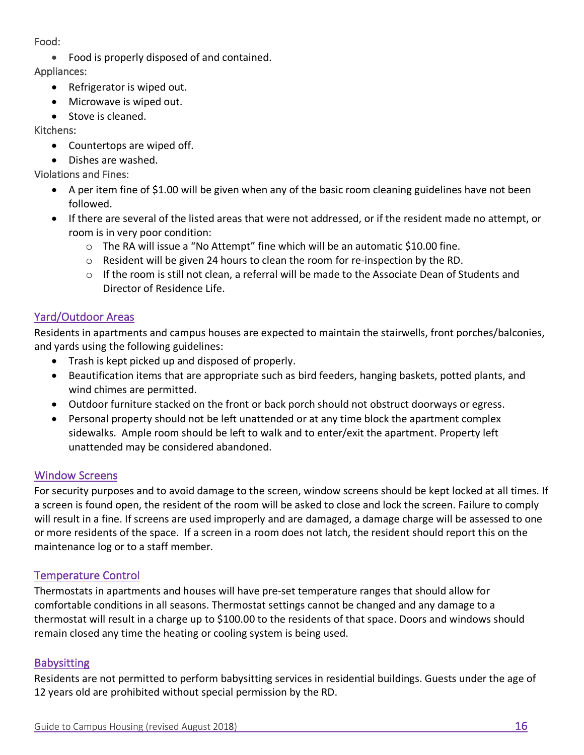Food:

- Food is properly disposed of and contained.

Appliances:

- Refrigerator is wiped out.
- Microwave is wiped out.
- Stove is cleaned.

Kitchens:

- Countertops are wiped off.
- Dishes are washed.

Violations and Fines:

- A per item fine of $1.00 will be given when any of the basic room cleaning guidelines have not been followed.
- If there are several of the listed areas that were not addressed, or if the resident made no attempt, or room is in very poor condition:
  - The RA will issue a "No Attempt" fine which will be an automatic $10.00 fine.
  - Resident will be given 24 hours to clean the room for re-inspection by the RD.
  - If the room is still not clean, a referral will be made to the Associate Dean of Students and Director of Residence Life.

## Yard/Outdoor Areas

Residents in apartments and campus houses are expected to maintain the stairwells, front porches/balconies, and yards using the following guidelines:

- Trash is kept picked up and disposed of properly.
- Beautification items that are appropriate such as bird feeders, hanging baskets, potted plants, and wind chimes are permitted.
- Outdoor furniture stacked on the front or back porch should not obstruct doorways or egress.
- Personal property should not be left unattended or at any time block the apartment complex sidewalks. Ample room should be left to walk and to enter/exit the apartment. Property left unattended may be considered abandoned.

## Window Screens

For security purposes and to avoid damage to the screen, window screens should be kept locked at all times. If a screen is found open, the resident of the room will be asked to close and lock the screen. Failure to comply will result in a fine. If screens are used improperly and are damaged, a damage charge will be assessed to one or more residents of the space. If a screen in a room does not latch, the resident should report this on the maintenance log or to a staff member.

## Temperature Control

Thermostats in apartments and houses will have pre-set temperature ranges that should allow for comfortable conditions in all seasons. Thermostat settings cannot be changed and any damage to a thermostat will result in a charge up to $100.00 to the residents of that space. Doors and windows should remain closed any time the heating or cooling system is being used.

## Babysitting

Residents are not permitted to perform babysitting services in residential buildings. Guests under the age of 12 years old are prohibited without special permission by the RD.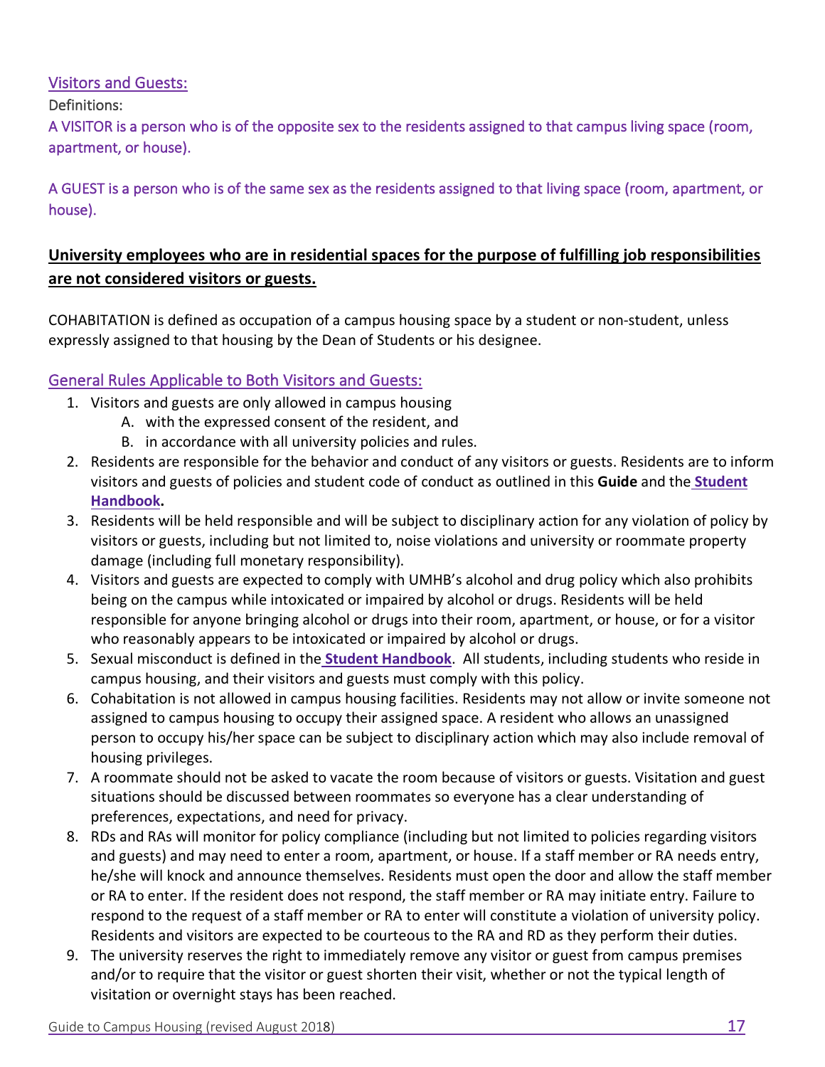## Visitors and Guests:

Definitions:

A VISITOR is a person who is of the opposite sex to the residents assigned to that campus living space (room, apartment, or house).

A GUEST is a person who is of the same sex as the residents assigned to that living space (room, apartment, or house).

**University employees who are in residential spaces for the purpose of fulfilling job responsibilities are not considered visitors or guests.**

COHABITATION is defined as occupation of a campus housing space by a student or non-student, unless expressly assigned to that housing by the Dean of Students or his designee.

## General Rules Applicable to Both Visitors and Guests:

1. Visitors and guests are only allowed in campus housing
   A. with the expressed consent of the resident, and
   B. in accordance with all university policies and rules.
2. Residents are responsible for the behavior and conduct of any visitors or guests. Residents are to inform visitors and guests of policies and student code of conduct as outlined in this **Guide** and the **Student Handbook.**
3. Residents will be held responsible and will be subject to disciplinary action for any violation of policy by visitors or guests, including but not limited to, noise violations and university or roommate property damage (including full monetary responsibility).
4. Visitors and guests are expected to comply with UMHB's alcohol and drug policy which also prohibits being on the campus while intoxicated or impaired by alcohol or drugs. Residents will be held responsible for anyone bringing alcohol or drugs into their room, apartment, or house, or for a visitor who reasonably appears to be intoxicated or impaired by alcohol or drugs.
5. Sexual misconduct is defined in the **Student Handbook**. All students, including students who reside in campus housing, and their visitors and guests must comply with this policy.
6. Cohabitation is not allowed in campus housing facilities. Residents may not allow or invite someone not assigned to campus housing to occupy their assigned space. A resident who allows an unassigned person to occupy his/her space can be subject to disciplinary action which may also include removal of housing privileges.
7. A roommate should not be asked to vacate the room because of visitors or guests. Visitation and guest situations should be discussed between roommates so everyone has a clear understanding of preferences, expectations, and need for privacy.
8. RDs and RAs will monitor for policy compliance (including but not limited to policies regarding visitors and guests) and may need to enter a room, apartment, or house. If a staff member or RA needs entry, he/she will knock and announce themselves. Residents must open the door and allow the staff member or RA to enter. If the resident does not respond, the staff member or RA may initiate entry. Failure to respond to the request of a staff member or RA to enter will constitute a violation of university policy. Residents and visitors are expected to be courteous to the RA and RD as they perform their duties.
9. The university reserves the right to immediately remove any visitor or guest from campus premises and/or to require that the visitor or guest shorten their visit, whether or not the typical length of visitation or overnight stays has been reached.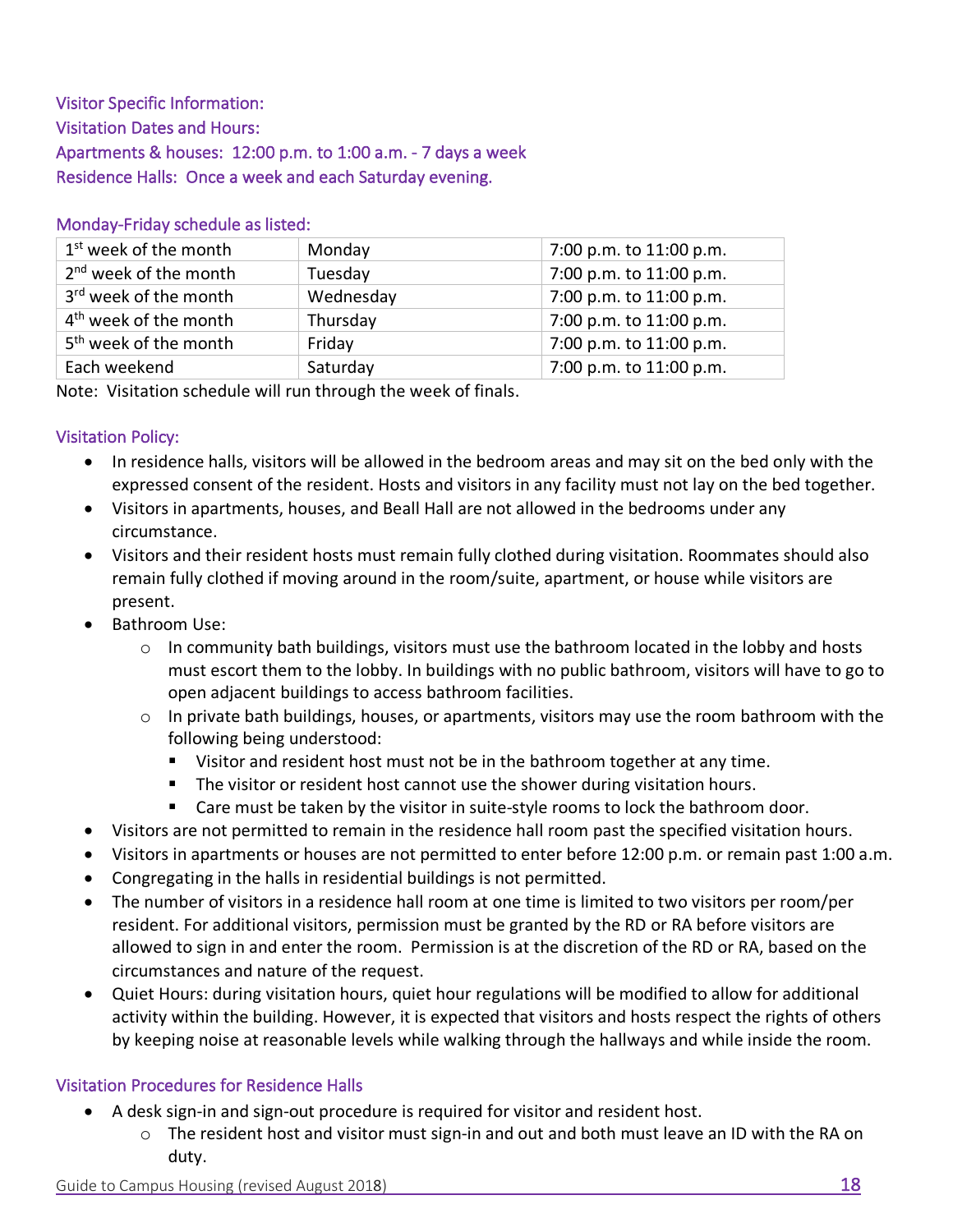## Visitor Specific Information:

### Visitation Dates and Hours:

Apartments & houses: 12:00 p.m. to 1:00 a.m. - 7 days a week

Residence Halls: Once a week and each Saturday evening.

### Monday-Friday schedule as listed:

| | | |
|---|---|---|
| 1st week of the month | Monday | 7:00 p.m. to 11:00 p.m. |
| 2nd week of the month | Tuesday | 7:00 p.m. to 11:00 p.m. |
| 3rd week of the month | Wednesday | 7:00 p.m. to 11:00 p.m. |
| 4th week of the month | Thursday | 7:00 p.m. to 11:00 p.m. |
| 5th week of the month | Friday | 7:00 p.m. to 11:00 p.m. |
| Each weekend | Saturday | 7:00 p.m. to 11:00 p.m. |

Note: Visitation schedule will run through the week of finals.

### Visitation Policy:

- In residence halls, visitors will be allowed in the bedroom areas and may sit on the bed only with the expressed consent of the resident. Hosts and visitors in any facility must not lay on the bed together.
- Visitors in apartments, houses, and Beall Hall are not allowed in the bedrooms under any circumstance.
- Visitors and their resident hosts must remain fully clothed during visitation. Roommates should also remain fully clothed if moving around in the room/suite, apartment, or house while visitors are present.
- Bathroom Use:
  - In community bath buildings, visitors must use the bathroom located in the lobby and hosts must escort them to the lobby. In buildings with no public bathroom, visitors will have to go to open adjacent buildings to access bathroom facilities.
  - In private bath buildings, houses, or apartments, visitors may use the room bathroom with the following being understood:
    - Visitor and resident host must not be in the bathroom together at any time.
    - The visitor or resident host cannot use the shower during visitation hours.
    - Care must be taken by the visitor in suite-style rooms to lock the bathroom door.
- Visitors are not permitted to remain in the residence hall room past the specified visitation hours.
- Visitors in apartments or houses are not permitted to enter before 12:00 p.m. or remain past 1:00 a.m.
- Congregating in the halls in residential buildings is not permitted.
- The number of visitors in a residence hall room at one time is limited to two visitors per room/per resident. For additional visitors, permission must be granted by the RD or RA before visitors are allowed to sign in and enter the room. Permission is at the discretion of the RD or RA, based on the circumstances and nature of the request.
- Quiet Hours: during visitation hours, quiet hour regulations will be modified to allow for additional activity within the building. However, it is expected that visitors and hosts respect the rights of others by keeping noise at reasonable levels while walking through the hallways and while inside the room.

### Visitation Procedures for Residence Halls

- A desk sign-in and sign-out procedure is required for visitor and resident host.
  - The resident host and visitor must sign-in and out and both must leave an ID with the RA on duty.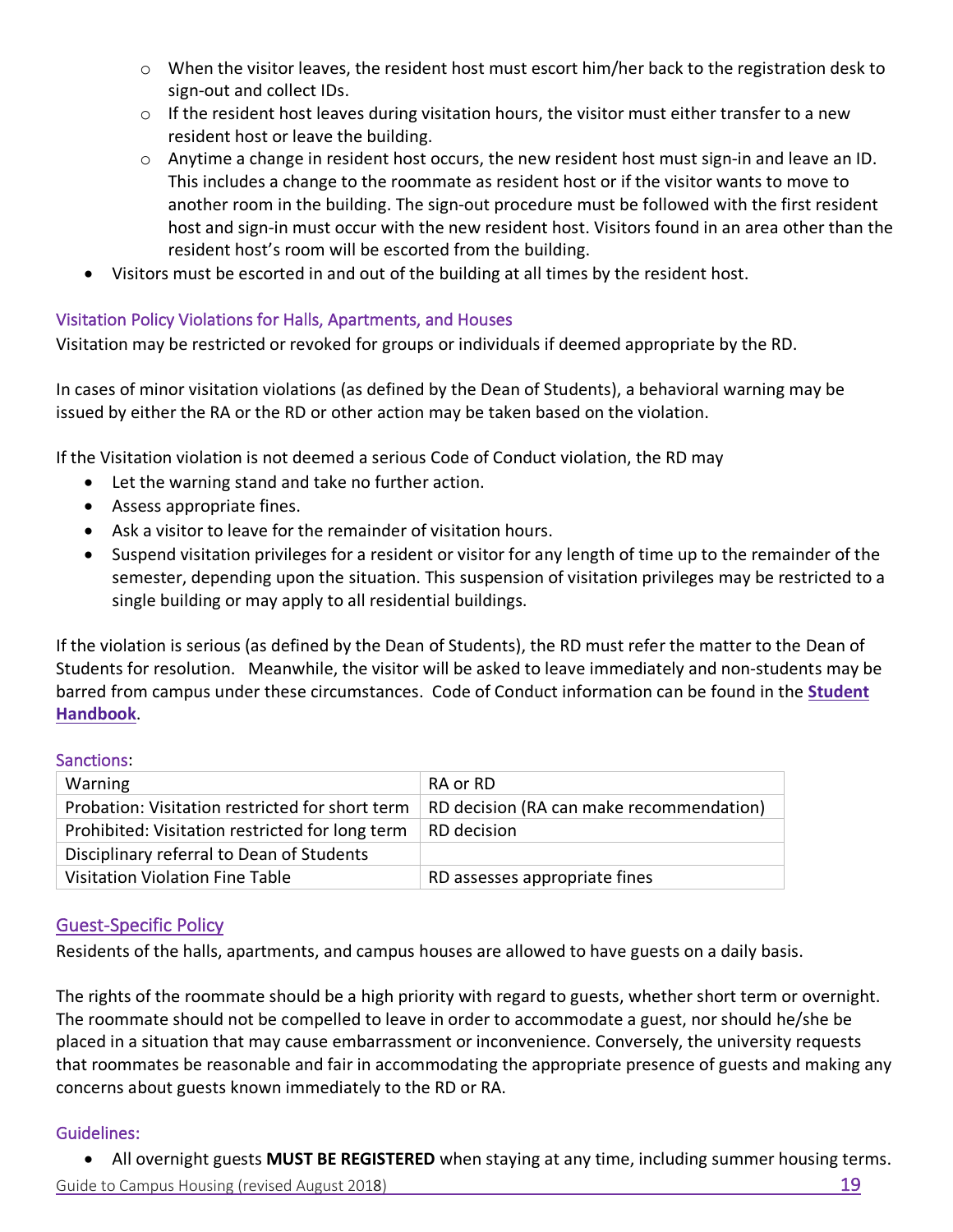- When the visitor leaves, the resident host must escort him/her back to the registration desk to sign-out and collect IDs.
  - If the resident host leaves during visitation hours, the visitor must either transfer to a new resident host or leave the building.
  - Anytime a change in resident host occurs, the new resident host must sign-in and leave an ID. This includes a change to the roommate as resident host or if the visitor wants to move to another room in the building. The sign-out procedure must be followed with the first resident host and sign-in must occur with the new resident host. Visitors found in an area other than the resident host's room will be escorted from the building.
- Visitors must be escorted in and out of the building at all times by the resident host.

### Visitation Policy Violations for Halls, Apartments, and Houses

Visitation may be restricted or revoked for groups or individuals if deemed appropriate by the RD.

In cases of minor visitation violations (as defined by the Dean of Students), a behavioral warning may be issued by either the RA or the RD or other action may be taken based on the violation.

If the Visitation violation is not deemed a serious Code of Conduct violation, the RD may

- Let the warning stand and take no further action.
- Assess appropriate fines.
- Ask a visitor to leave for the remainder of visitation hours.
- Suspend visitation privileges for a resident or visitor for any length of time up to the remainder of the semester, depending upon the situation. This suspension of visitation privileges may be restricted to a single building or may apply to all residential buildings.

If the violation is serious (as defined by the Dean of Students), the RD must refer the matter to the Dean of Students for resolution. Meanwhile, the visitor will be asked to leave immediately and non-students may be barred from campus under these circumstances. Code of Conduct information can be found in the **Student Handbook**.

### Sanctions:

| Warning | RA or RD |
|---|---|
| Probation: Visitation restricted for short term | RD decision (RA can make recommendation) |
| Prohibited: Visitation restricted for long term | RD decision |
| Disciplinary referral to Dean of Students | |
| Visitation Violation Fine Table | RD assesses appropriate fines |

## Guest-Specific Policy

Residents of the halls, apartments, and campus houses are allowed to have guests on a daily basis.

The rights of the roommate should be a high priority with regard to guests, whether short term or overnight. The roommate should not be compelled to leave in order to accommodate a guest, nor should he/she be placed in a situation that may cause embarrassment or inconvenience. Conversely, the university requests that roommates be reasonable and fair in accommodating the appropriate presence of guests and making any concerns about guests known immediately to the RD or RA.

### Guidelines:

- All overnight guests **MUST BE REGISTERED** when staying at any time, including summer housing terms.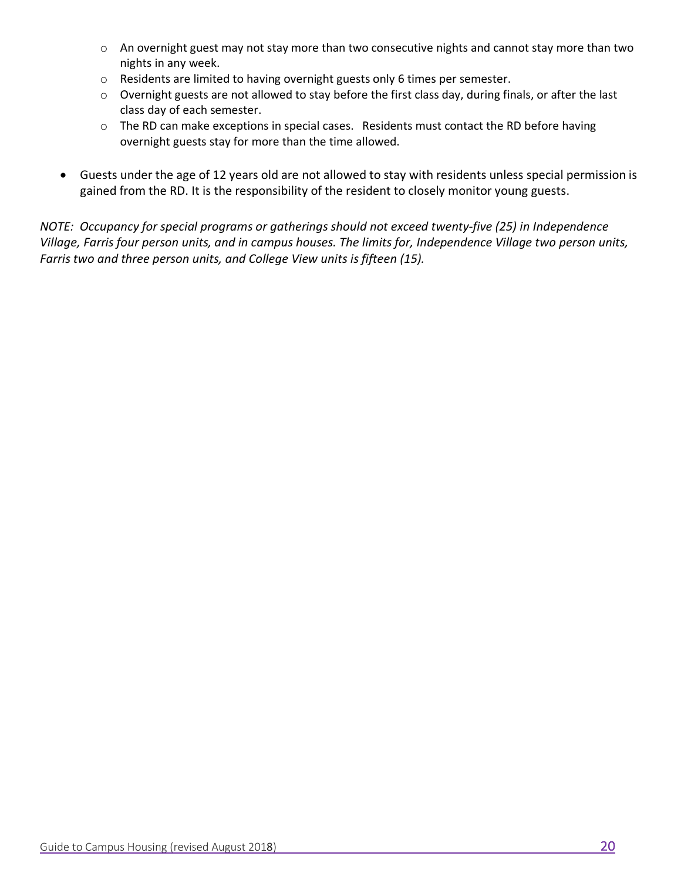- An overnight guest may not stay more than two consecutive nights and cannot stay more than two nights in any week.
  - Residents are limited to having overnight guests only 6 times per semester.
  - Overnight guests are not allowed to stay before the first class day, during finals, or after the last class day of each semester.
  - The RD can make exceptions in special cases. Residents must contact the RD before having overnight guests stay for more than the time allowed.

- Guests under the age of 12 years old are not allowed to stay with residents unless special permission is gained from the RD. It is the responsibility of the resident to closely monitor young guests.

*NOTE: Occupancy for special programs or gatherings should not exceed twenty-five (25) in Independence Village, Farris four person units, and in campus houses. The limits for, Independence Village two person units, Farris two and three person units, and College View units is fifteen (15).*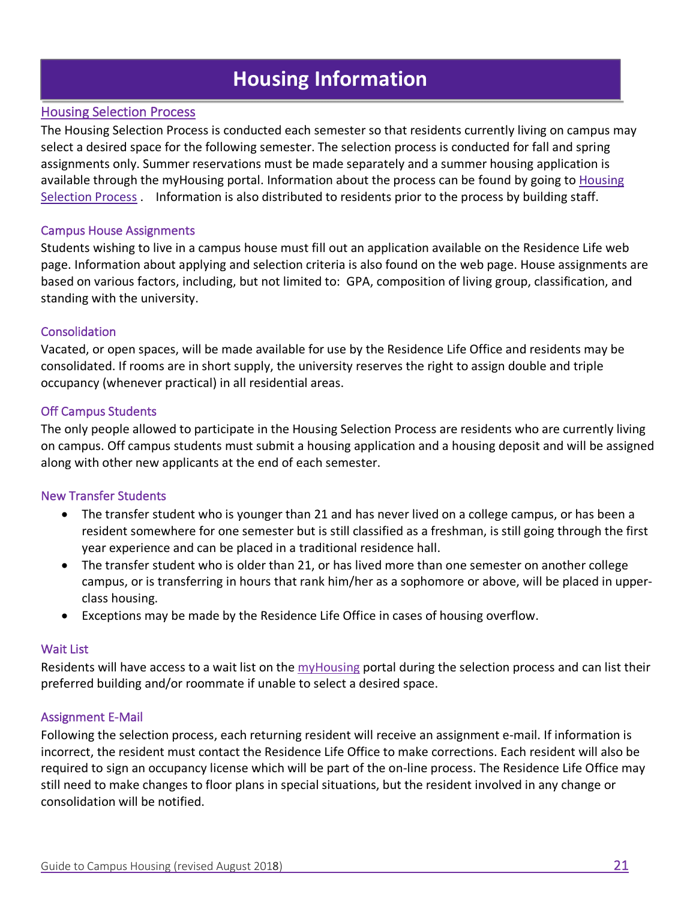# Housing Information

## Housing Selection Process

The Housing Selection Process is conducted each semester so that residents currently living on campus may select a desired space for the following semester. The selection process is conducted for fall and spring assignments only. Summer reservations must be made separately and a summer housing application is available through the myHousing portal. Information about the process can be found by going to Housing Selection Process . Information is also distributed to residents prior to the process by building staff.

### Campus House Assignments

Students wishing to live in a campus house must fill out an application available on the Residence Life web page. Information about applying and selection criteria is also found on the web page. House assignments are based on various factors, including, but not limited to: GPA, composition of living group, classification, and standing with the university.

### Consolidation

Vacated, or open spaces, will be made available for use by the Residence Life Office and residents may be consolidated. If rooms are in short supply, the university reserves the right to assign double and triple occupancy (whenever practical) in all residential areas.

### Off Campus Students

The only people allowed to participate in the Housing Selection Process are residents who are currently living on campus. Off campus students must submit a housing application and a housing deposit and will be assigned along with other new applicants at the end of each semester.

### New Transfer Students

- The transfer student who is younger than 21 and has never lived on a college campus, or has been a resident somewhere for one semester but is still classified as a freshman, is still going through the first year experience and can be placed in a traditional residence hall.
- The transfer student who is older than 21, or has lived more than one semester on another college campus, or is transferring in hours that rank him/her as a sophomore or above, will be placed in upper-class housing.
- Exceptions may be made by the Residence Life Office in cases of housing overflow.

### Wait List

Residents will have access to a wait list on the myHousing portal during the selection process and can list their preferred building and/or roommate if unable to select a desired space.

### Assignment E-Mail

Following the selection process, each returning resident will receive an assignment e-mail. If information is incorrect, the resident must contact the Residence Life Office to make corrections. Each resident will also be required to sign an occupancy license which will be part of the on-line process. The Residence Life Office may still need to make changes to floor plans in special situations, but the resident involved in any change or consolidation will be notified.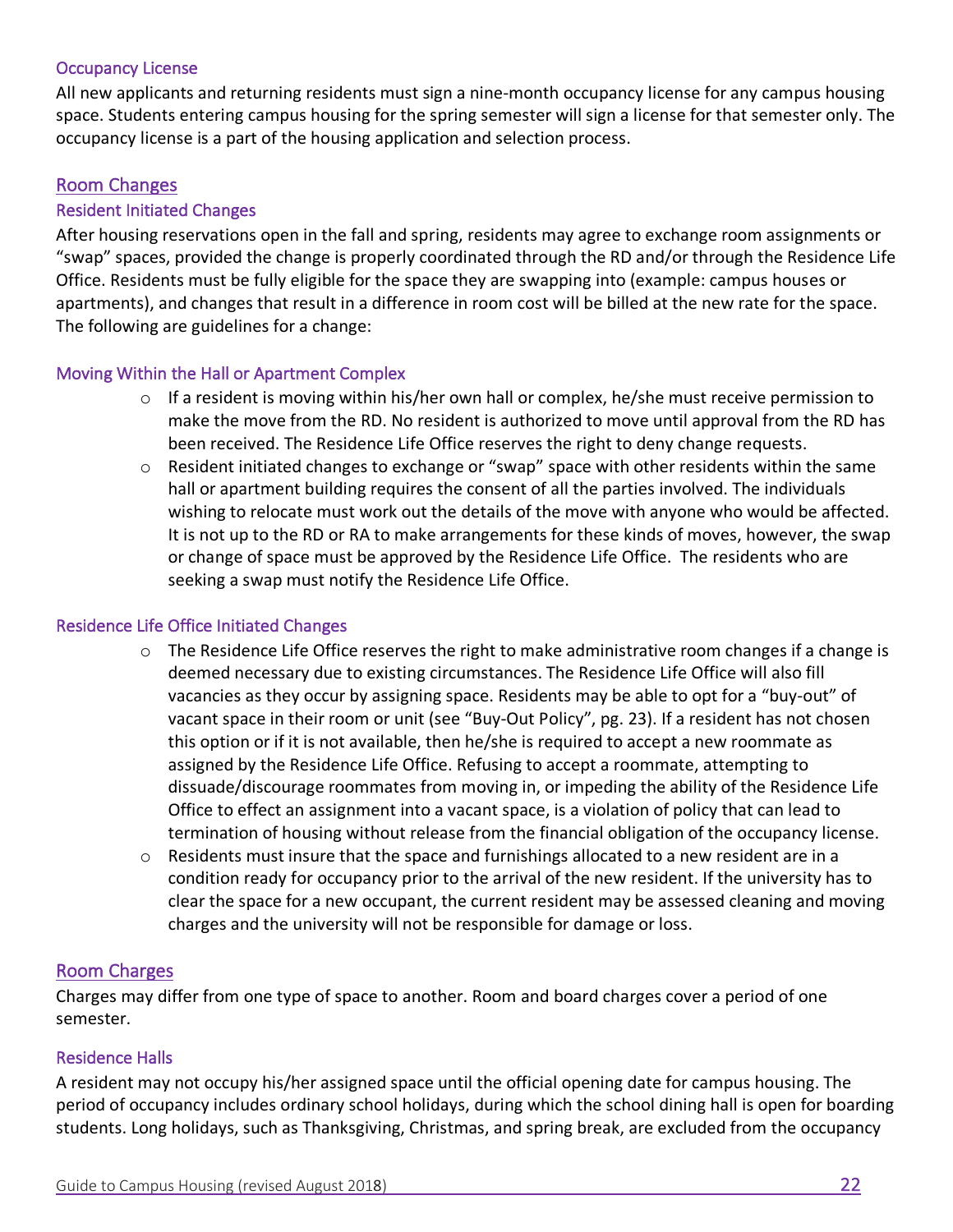### Occupancy License

All new applicants and returning residents must sign a nine-month occupancy license for any campus housing space. Students entering campus housing for the spring semester will sign a license for that semester only. The occupancy license is a part of the housing application and selection process.

## Room Changes

### Resident Initiated Changes

After housing reservations open in the fall and spring, residents may agree to exchange room assignments or "swap" spaces, provided the change is properly coordinated through the RD and/or through the Residence Life Office. Residents must be fully eligible for the space they are swapping into (example: campus houses or apartments), and changes that result in a difference in room cost will be billed at the new rate for the space. The following are guidelines for a change:

### Moving Within the Hall or Apartment Complex

- If a resident is moving within his/her own hall or complex, he/she must receive permission to make the move from the RD. No resident is authorized to move until approval from the RD has been received. The Residence Life Office reserves the right to deny change requests.
- Resident initiated changes to exchange or "swap" space with other residents within the same hall or apartment building requires the consent of all the parties involved. The individuals wishing to relocate must work out the details of the move with anyone who would be affected. It is not up to the RD or RA to make arrangements for these kinds of moves, however, the swap or change of space must be approved by the Residence Life Office. The residents who are seeking a swap must notify the Residence Life Office.

### Residence Life Office Initiated Changes

- The Residence Life Office reserves the right to make administrative room changes if a change is deemed necessary due to existing circumstances. The Residence Life Office will also fill vacancies as they occur by assigning space. Residents may be able to opt for a "buy-out" of vacant space in their room or unit (see "Buy-Out Policy", pg. 23). If a resident has not chosen this option or if it is not available, then he/she is required to accept a new roommate as assigned by the Residence Life Office. Refusing to accept a roommate, attempting to dissuade/discourage roommates from moving in, or impeding the ability of the Residence Life Office to effect an assignment into a vacant space, is a violation of policy that can lead to termination of housing without release from the financial obligation of the occupancy license.
- Residents must insure that the space and furnishings allocated to a new resident are in a condition ready for occupancy prior to the arrival of the new resident. If the university has to clear the space for a new occupant, the current resident may be assessed cleaning and moving charges and the university will not be responsible for damage or loss.

## Room Charges

Charges may differ from one type of space to another. Room and board charges cover a period of one semester.

### Residence Halls

A resident may not occupy his/her assigned space until the official opening date for campus housing. The period of occupancy includes ordinary school holidays, during which the school dining hall is open for boarding students. Long holidays, such as Thanksgiving, Christmas, and spring break, are excluded from the occupancy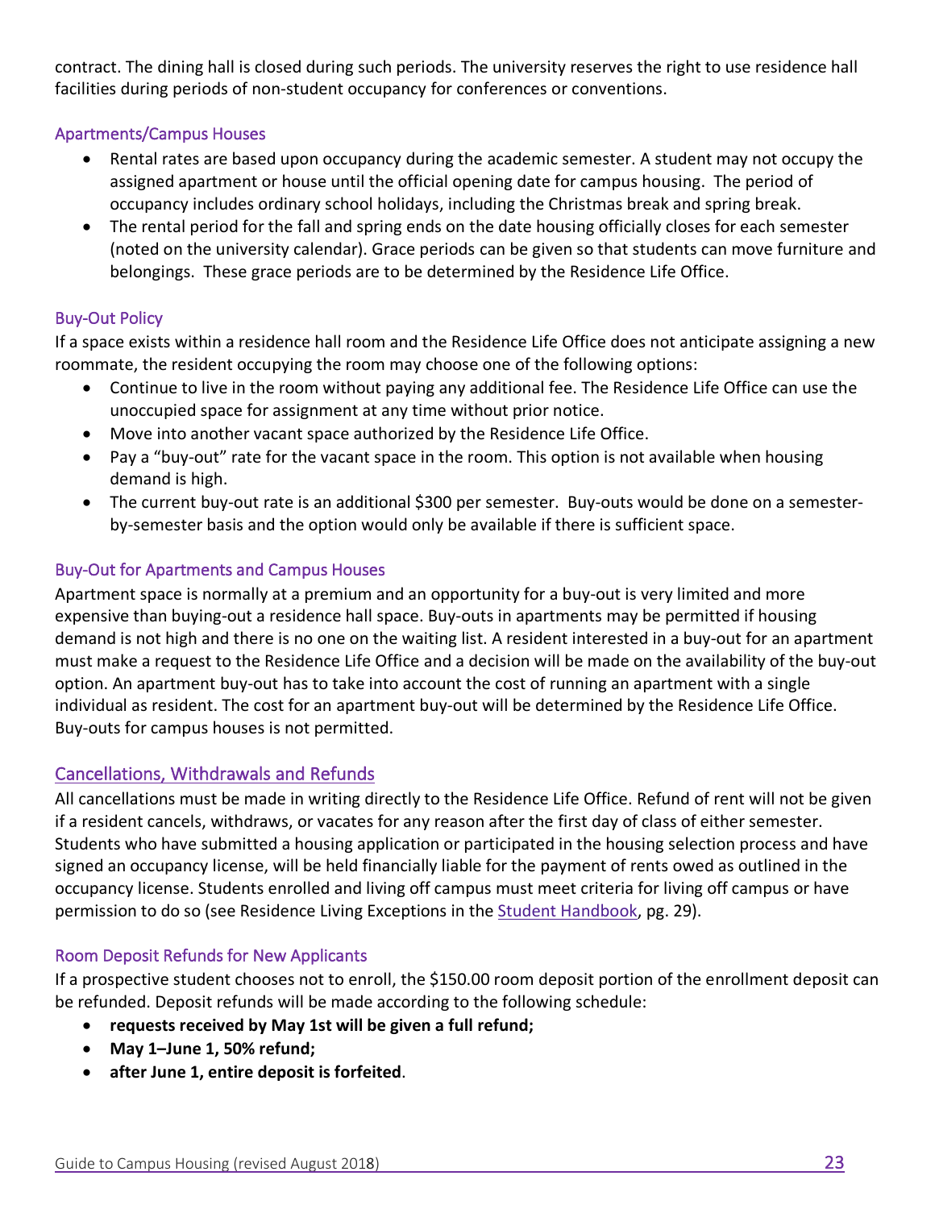contract. The dining hall is closed during such periods. The university reserves the right to use residence hall facilities during periods of non-student occupancy for conferences or conventions.

### Apartments/Campus Houses

- Rental rates are based upon occupancy during the academic semester. A student may not occupy the assigned apartment or house until the official opening date for campus housing. The period of occupancy includes ordinary school holidays, including the Christmas break and spring break.
- The rental period for the fall and spring ends on the date housing officially closes for each semester (noted on the university calendar). Grace periods can be given so that students can move furniture and belongings. These grace periods are to be determined by the Residence Life Office.

### Buy-Out Policy

If a space exists within a residence hall room and the Residence Life Office does not anticipate assigning a new roommate, the resident occupying the room may choose one of the following options:

- Continue to live in the room without paying any additional fee. The Residence Life Office can use the unoccupied space for assignment at any time without prior notice.
- Move into another vacant space authorized by the Residence Life Office.
- Pay a "buy-out" rate for the vacant space in the room. This option is not available when housing demand is high.
- The current buy-out rate is an additional $300 per semester. Buy-outs would be done on a semester-by-semester basis and the option would only be available if there is sufficient space.

### Buy-Out for Apartments and Campus Houses

Apartment space is normally at a premium and an opportunity for a buy-out is very limited and more expensive than buying-out a residence hall space. Buy-outs in apartments may be permitted if housing demand is not high and there is no one on the waiting list. A resident interested in a buy-out for an apartment must make a request to the Residence Life Office and a decision will be made on the availability of the buy-out option. An apartment buy-out has to take into account the cost of running an apartment with a single individual as resident. The cost for an apartment buy-out will be determined by the Residence Life Office. Buy-outs for campus houses is not permitted.

## Cancellations, Withdrawals and Refunds

All cancellations must be made in writing directly to the Residence Life Office. Refund of rent will not be given if a resident cancels, withdraws, or vacates for any reason after the first day of class of either semester. Students who have submitted a housing application or participated in the housing selection process and have signed an occupancy license, will be held financially liable for the payment of rents owed as outlined in the occupancy license. Students enrolled and living off campus must meet criteria for living off campus or have permission to do so (see Residence Living Exceptions in the Student Handbook, pg. 29).

### Room Deposit Refunds for New Applicants

If a prospective student chooses not to enroll, the $150.00 room deposit portion of the enrollment deposit can be refunded. Deposit refunds will be made according to the following schedule:

- **requests received by May 1st will be given a full refund;**
- **May 1–June 1, 50% refund;**
- **after June 1, entire deposit is forfeited**.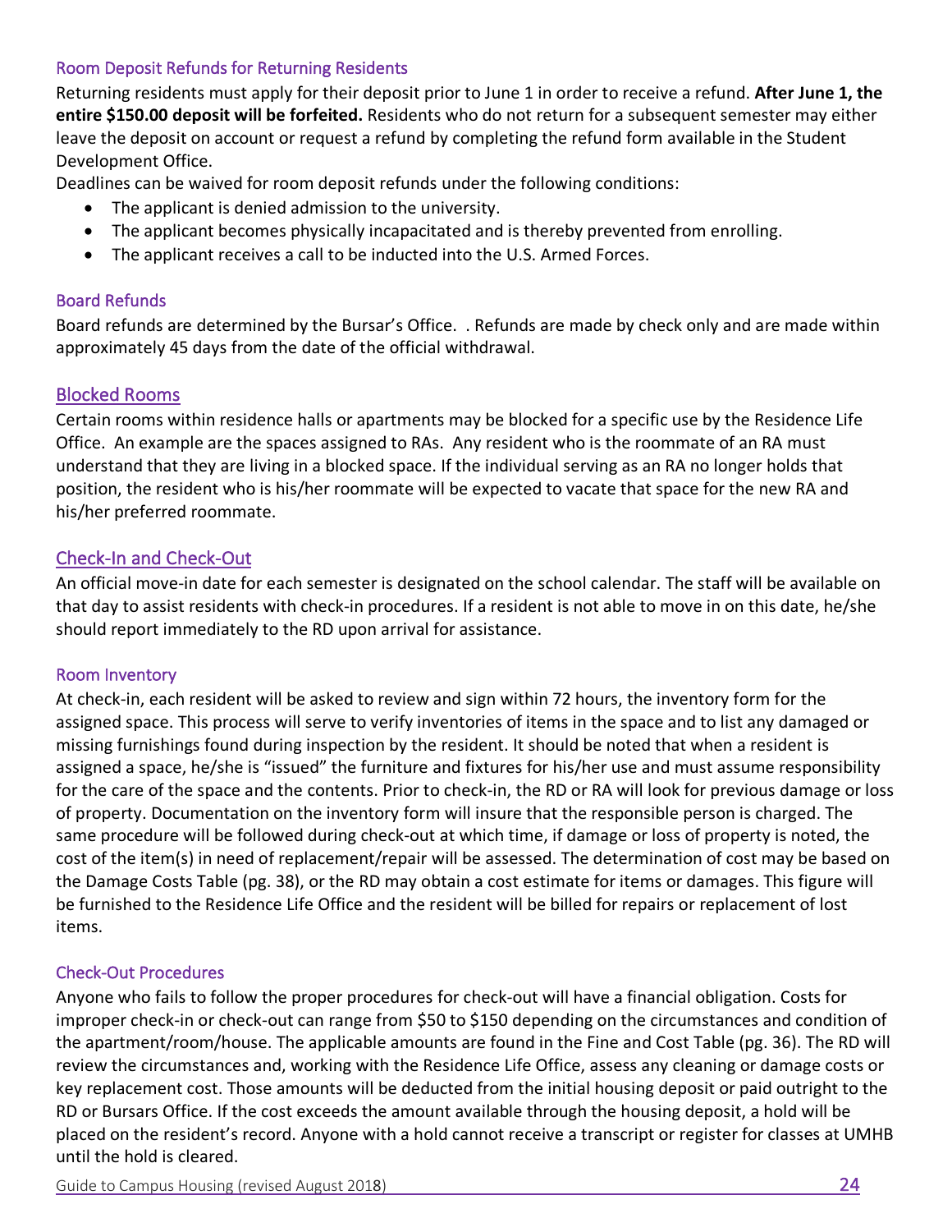### Room Deposit Refunds for Returning Residents

Returning residents must apply for their deposit prior to June 1 in order to receive a refund. **After June 1, the entire $150.00 deposit will be forfeited.** Residents who do not return for a subsequent semester may either leave the deposit on account or request a refund by completing the refund form available in the Student Development Office.

Deadlines can be waived for room deposit refunds under the following conditions:

- The applicant is denied admission to the university.
- The applicant becomes physically incapacitated and is thereby prevented from enrolling.
- The applicant receives a call to be inducted into the U.S. Armed Forces.

### Board Refunds

Board refunds are determined by the Bursar's Office. . Refunds are made by check only and are made within approximately 45 days from the date of the official withdrawal.

## Blocked Rooms

Certain rooms within residence halls or apartments may be blocked for a specific use by the Residence Life Office. An example are the spaces assigned to RAs. Any resident who is the roommate of an RA must understand that they are living in a blocked space. If the individual serving as an RA no longer holds that position, the resident who is his/her roommate will be expected to vacate that space for the new RA and his/her preferred roommate.

## Check-In and Check-Out

An official move-in date for each semester is designated on the school calendar. The staff will be available on that day to assist residents with check-in procedures. If a resident is not able to move in on this date, he/she should report immediately to the RD upon arrival for assistance.

### Room Inventory

At check-in, each resident will be asked to review and sign within 72 hours, the inventory form for the assigned space. This process will serve to verify inventories of items in the space and to list any damaged or missing furnishings found during inspection by the resident. It should be noted that when a resident is assigned a space, he/she is "issued" the furniture and fixtures for his/her use and must assume responsibility for the care of the space and the contents. Prior to check-in, the RD or RA will look for previous damage or loss of property. Documentation on the inventory form will insure that the responsible person is charged. The same procedure will be followed during check-out at which time, if damage or loss of property is noted, the cost of the item(s) in need of replacement/repair will be assessed. The determination of cost may be based on the Damage Costs Table (pg. 38), or the RD may obtain a cost estimate for items or damages. This figure will be furnished to the Residence Life Office and the resident will be billed for repairs or replacement of lost items.

### Check-Out Procedures

Anyone who fails to follow the proper procedures for check-out will have a financial obligation. Costs for improper check-in or check-out can range from $50 to $150 depending on the circumstances and condition of the apartment/room/house. The applicable amounts are found in the Fine and Cost Table (pg. 36). The RD will review the circumstances and, working with the Residence Life Office, assess any cleaning or damage costs or key replacement cost. Those amounts will be deducted from the initial housing deposit or paid outright to the RD or Bursars Office. If the cost exceeds the amount available through the housing deposit, a hold will be placed on the resident's record. Anyone with a hold cannot receive a transcript or register for classes at UMHB until the hold is cleared.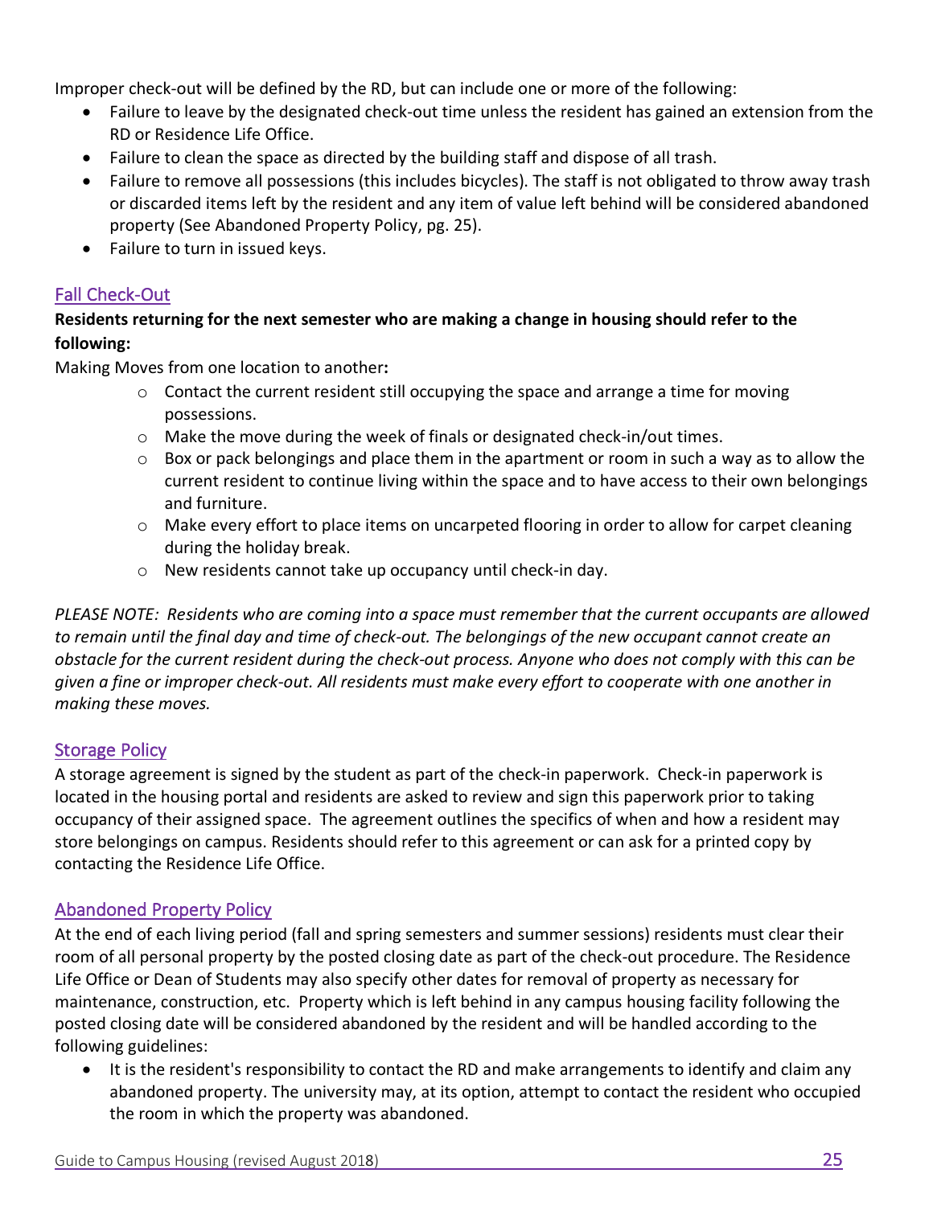Improper check-out will be defined by the RD, but can include one or more of the following:

- Failure to leave by the designated check-out time unless the resident has gained an extension from the RD or Residence Life Office.
- Failure to clean the space as directed by the building staff and dispose of all trash.
- Failure to remove all possessions (this includes bicycles). The staff is not obligated to throw away trash or discarded items left by the resident and any item of value left behind will be considered abandoned property (See Abandoned Property Policy, pg. 25).
- Failure to turn in issued keys.

## Fall Check-Out

**Residents returning for the next semester who are making a change in housing should refer to the following:**

Making Moves from one location to another**:**

- Contact the current resident still occupying the space and arrange a time for moving possessions.
- Make the move during the week of finals or designated check-in/out times.
- Box or pack belongings and place them in the apartment or room in such a way as to allow the current resident to continue living within the space and to have access to their own belongings and furniture.
- Make every effort to place items on uncarpeted flooring in order to allow for carpet cleaning during the holiday break.
- New residents cannot take up occupancy until check-in day.

*PLEASE NOTE: Residents who are coming into a space must remember that the current occupants are allowed to remain until the final day and time of check-out. The belongings of the new occupant cannot create an obstacle for the current resident during the check-out process. Anyone who does not comply with this can be given a fine or improper check-out. All residents must make every effort to cooperate with one another in making these moves.*

## Storage Policy

A storage agreement is signed by the student as part of the check-in paperwork. Check-in paperwork is located in the housing portal and residents are asked to review and sign this paperwork prior to taking occupancy of their assigned space. The agreement outlines the specifics of when and how a resident may store belongings on campus. Residents should refer to this agreement or can ask for a printed copy by contacting the Residence Life Office.

## Abandoned Property Policy

At the end of each living period (fall and spring semesters and summer sessions) residents must clear their room of all personal property by the posted closing date as part of the check-out procedure. The Residence Life Office or Dean of Students may also specify other dates for removal of property as necessary for maintenance, construction, etc. Property which is left behind in any campus housing facility following the posted closing date will be considered abandoned by the resident and will be handled according to the following guidelines:

- It is the resident's responsibility to contact the RD and make arrangements to identify and claim any abandoned property. The university may, at its option, attempt to contact the resident who occupied the room in which the property was abandoned.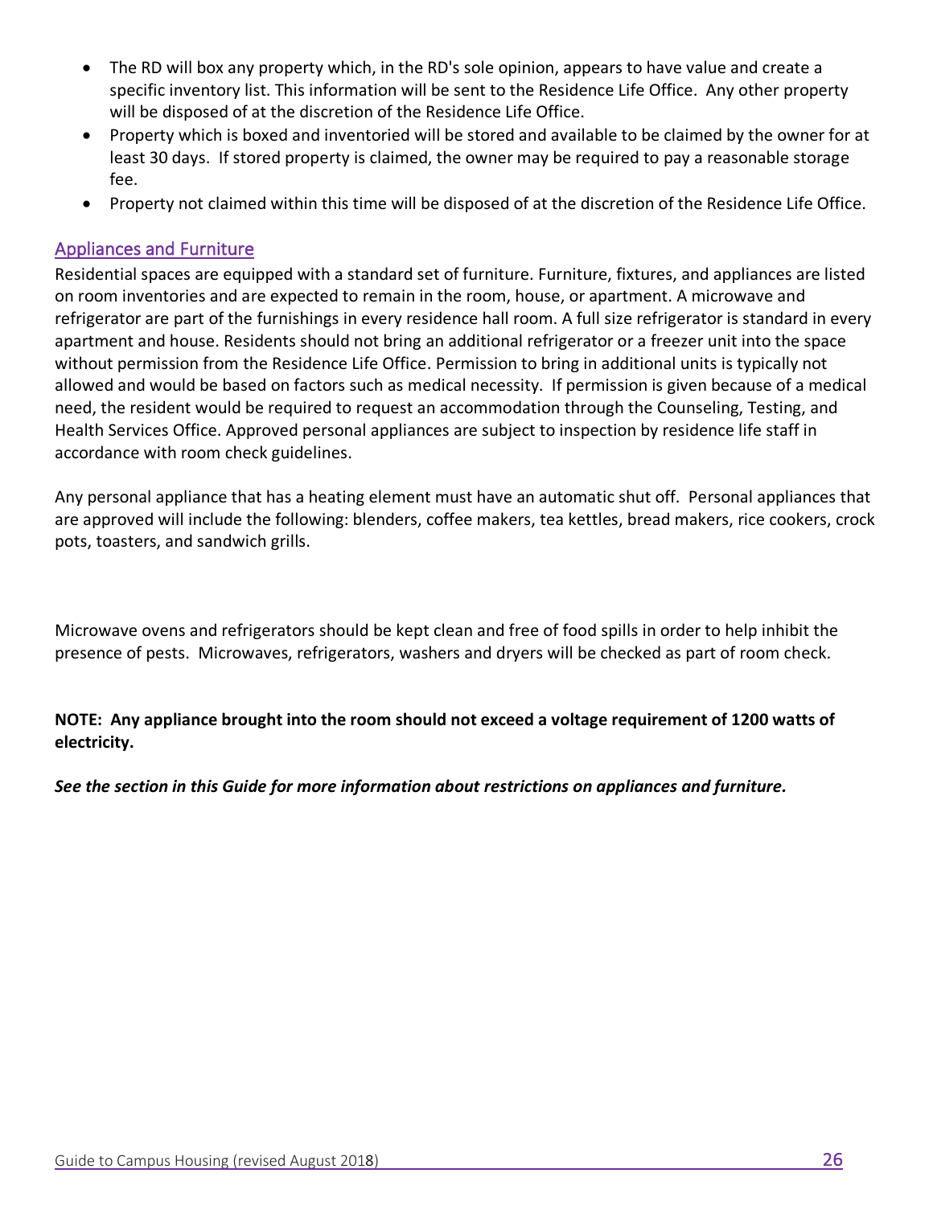- The RD will box any property which, in the RD's sole opinion, appears to have value and create a specific inventory list. This information will be sent to the Residence Life Office. Any other property will be disposed of at the discretion of the Residence Life Office.
- Property which is boxed and inventoried will be stored and available to be claimed by the owner for at least 30 days. If stored property is claimed, the owner may be required to pay a reasonable storage fee.
- Property not claimed within this time will be disposed of at the discretion of the Residence Life Office.

## Appliances and Furniture

Residential spaces are equipped with a standard set of furniture. Furniture, fixtures, and appliances are listed on room inventories and are expected to remain in the room, house, or apartment. A microwave and refrigerator are part of the furnishings in every residence hall room. A full size refrigerator is standard in every apartment and house. Residents should not bring an additional refrigerator or a freezer unit into the space without permission from the Residence Life Office. Permission to bring in additional units is typically not allowed and would be based on factors such as medical necessity. If permission is given because of a medical need, the resident would be required to request an accommodation through the Counseling, Testing, and Health Services Office. Approved personal appliances are subject to inspection by residence life staff in accordance with room check guidelines.

Any personal appliance that has a heating element must have an automatic shut off. Personal appliances that are approved will include the following: blenders, coffee makers, tea kettles, bread makers, rice cookers, crock pots, toasters, and sandwich grills.

Microwave ovens and refrigerators should be kept clean and free of food spills in order to help inhibit the presence of pests. Microwaves, refrigerators, washers and dryers will be checked as part of room check.

**NOTE: Any appliance brought into the room should not exceed a voltage requirement of 1200 watts of electricity.**

***See the section in this Guide for more information about restrictions on appliances and furniture.***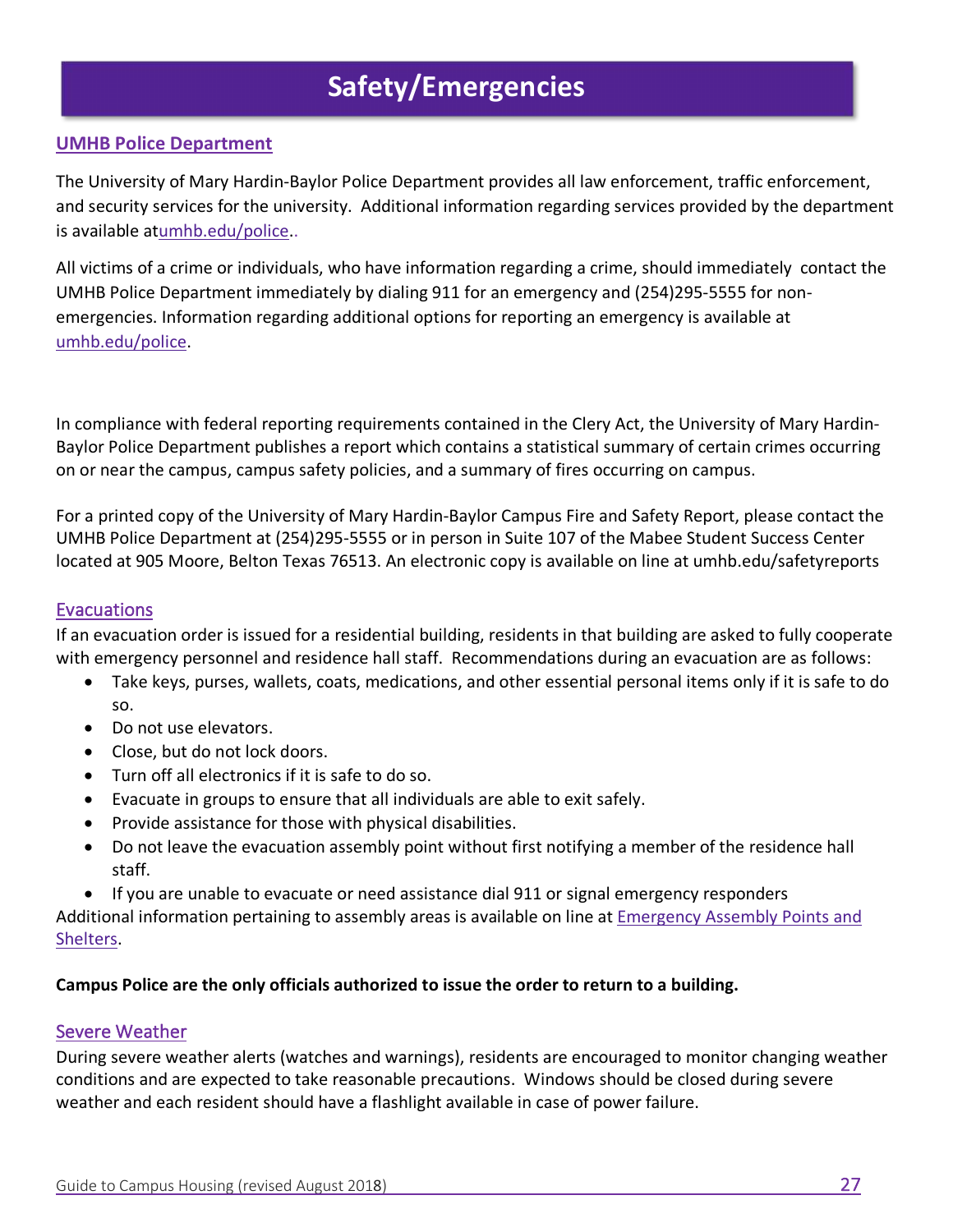# Safety/Emergencies

## UMHB Police Department

The University of Mary Hardin-Baylor Police Department provides all law enforcement, traffic enforcement, and security services for the university. Additional information regarding services provided by the department is available atumhb.edu/police..

All victims of a crime or individuals, who have information regarding a crime, should immediately contact the UMHB Police Department immediately by dialing 911 for an emergency and (254)295-5555 for non-emergencies. Information regarding additional options for reporting an emergency is available at umhb.edu/police.

In compliance with federal reporting requirements contained in the Clery Act, the University of Mary Hardin-Baylor Police Department publishes a report which contains a statistical summary of certain crimes occurring on or near the campus, campus safety policies, and a summary of fires occurring on campus.

For a printed copy of the University of Mary Hardin-Baylor Campus Fire and Safety Report, please contact the UMHB Police Department at (254)295-5555 or in person in Suite 107 of the Mabee Student Success Center located at 905 Moore, Belton Texas 76513. An electronic copy is available on line at umhb.edu/safetyreports

## Evacuations

If an evacuation order is issued for a residential building, residents in that building are asked to fully cooperate with emergency personnel and residence hall staff. Recommendations during an evacuation are as follows:

- Take keys, purses, wallets, coats, medications, and other essential personal items only if it is safe to do so.
- Do not use elevators.
- Close, but do not lock doors.
- Turn off all electronics if it is safe to do so.
- Evacuate in groups to ensure that all individuals are able to exit safely.
- Provide assistance for those with physical disabilities.
- Do not leave the evacuation assembly point without first notifying a member of the residence hall staff.
- If you are unable to evacuate or need assistance dial 911 or signal emergency responders

Additional information pertaining to assembly areas is available on line at Emergency Assembly Points and Shelters.

**Campus Police are the only officials authorized to issue the order to return to a building.**

## Severe Weather

During severe weather alerts (watches and warnings), residents are encouraged to monitor changing weather conditions and are expected to take reasonable precautions. Windows should be closed during severe weather and each resident should have a flashlight available in case of power failure.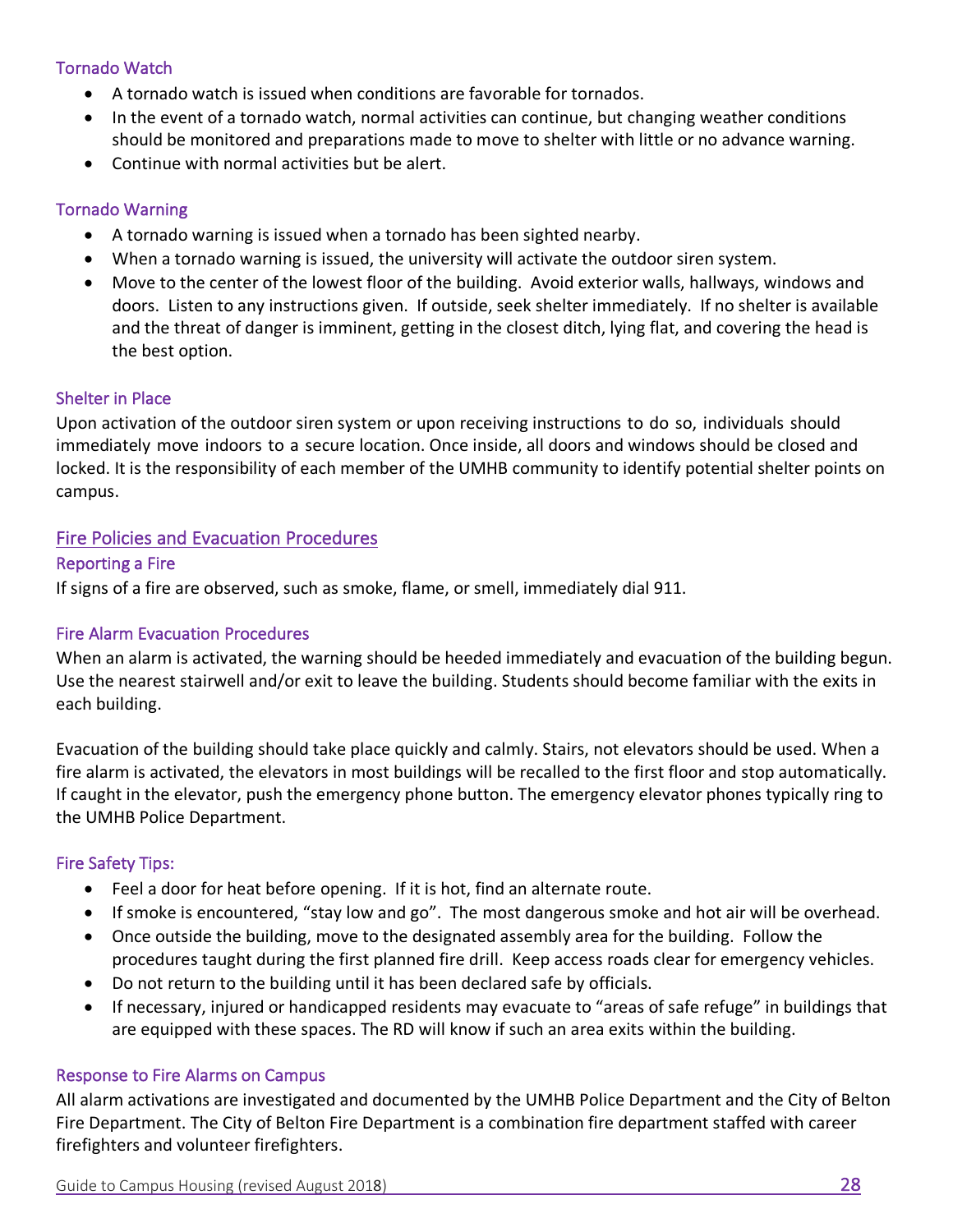### Tornado Watch

- A tornado watch is issued when conditions are favorable for tornados.
- In the event of a tornado watch, normal activities can continue, but changing weather conditions should be monitored and preparations made to move to shelter with little or no advance warning.
- Continue with normal activities but be alert.

### Tornado Warning

- A tornado warning is issued when a tornado has been sighted nearby.
- When a tornado warning is issued, the university will activate the outdoor siren system.
- Move to the center of the lowest floor of the building. Avoid exterior walls, hallways, windows and doors. Listen to any instructions given. If outside, seek shelter immediately. If no shelter is available and the threat of danger is imminent, getting in the closest ditch, lying flat, and covering the head is the best option.

### Shelter in Place

Upon activation of the outdoor siren system or upon receiving instructions to do so, individuals should immediately move indoors to a secure location. Once inside, all doors and windows should be closed and locked. It is the responsibility of each member of the UMHB community to identify potential shelter points on campus.

## Fire Policies and Evacuation Procedures

### Reporting a Fire

If signs of a fire are observed, such as smoke, flame, or smell, immediately dial 911.

### Fire Alarm Evacuation Procedures

When an alarm is activated, the warning should be heeded immediately and evacuation of the building begun. Use the nearest stairwell and/or exit to leave the building. Students should become familiar with the exits in each building.

Evacuation of the building should take place quickly and calmly. Stairs, not elevators should be used. When a fire alarm is activated, the elevators in most buildings will be recalled to the first floor and stop automatically. If caught in the elevator, push the emergency phone button. The emergency elevator phones typically ring to the UMHB Police Department.

### Fire Safety Tips:

- Feel a door for heat before opening. If it is hot, find an alternate route.
- If smoke is encountered, "stay low and go". The most dangerous smoke and hot air will be overhead.
- Once outside the building, move to the designated assembly area for the building. Follow the procedures taught during the first planned fire drill. Keep access roads clear for emergency vehicles.
- Do not return to the building until it has been declared safe by officials.
- If necessary, injured or handicapped residents may evacuate to "areas of safe refuge" in buildings that are equipped with these spaces. The RD will know if such an area exits within the building.

### Response to Fire Alarms on Campus

All alarm activations are investigated and documented by the UMHB Police Department and the City of Belton Fire Department. The City of Belton Fire Department is a combination fire department staffed with career firefighters and volunteer firefighters.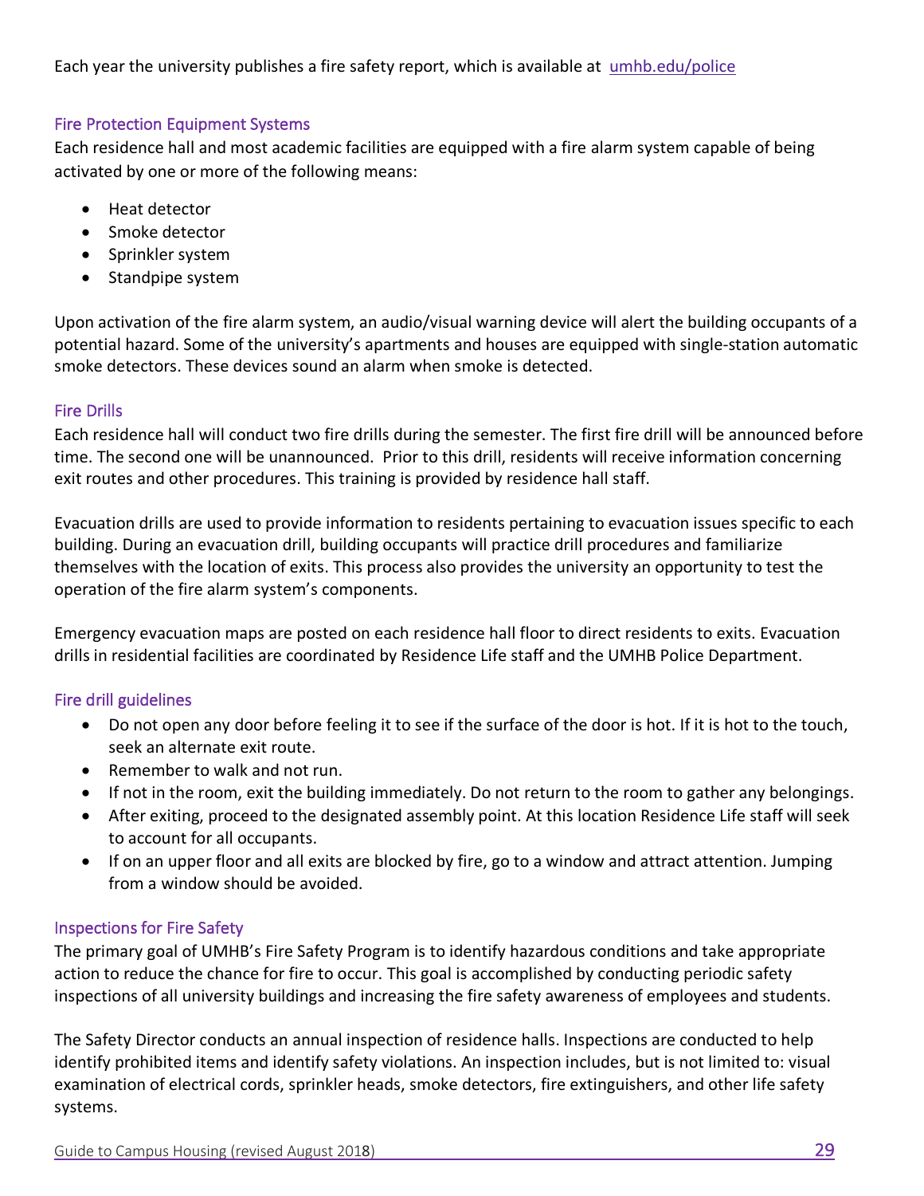Each year the university publishes a fire safety report, which is available at [umhb.edu/police](umhb.edu/police)

### Fire Protection Equipment Systems

Each residence hall and most academic facilities are equipped with a fire alarm system capable of being activated by one or more of the following means:

- Heat detector
- Smoke detector
- Sprinkler system
- Standpipe system

Upon activation of the fire alarm system, an audio/visual warning device will alert the building occupants of a potential hazard. Some of the university's apartments and houses are equipped with single-station automatic smoke detectors. These devices sound an alarm when smoke is detected.

### Fire Drills

Each residence hall will conduct two fire drills during the semester. The first fire drill will be announced before time. The second one will be unannounced. Prior to this drill, residents will receive information concerning exit routes and other procedures. This training is provided by residence hall staff.

Evacuation drills are used to provide information to residents pertaining to evacuation issues specific to each building. During an evacuation drill, building occupants will practice drill procedures and familiarize themselves with the location of exits. This process also provides the university an opportunity to test the operation of the fire alarm system's components.

Emergency evacuation maps are posted on each residence hall floor to direct residents to exits. Evacuation drills in residential facilities are coordinated by Residence Life staff and the UMHB Police Department.

### Fire drill guidelines

- Do not open any door before feeling it to see if the surface of the door is hot. If it is hot to the touch, seek an alternate exit route.
- Remember to walk and not run.
- If not in the room, exit the building immediately. Do not return to the room to gather any belongings.
- After exiting, proceed to the designated assembly point. At this location Residence Life staff will seek to account for all occupants.
- If on an upper floor and all exits are blocked by fire, go to a window and attract attention. Jumping from a window should be avoided.

### Inspections for Fire Safety

The primary goal of UMHB's Fire Safety Program is to identify hazardous conditions and take appropriate action to reduce the chance for fire to occur. This goal is accomplished by conducting periodic safety inspections of all university buildings and increasing the fire safety awareness of employees and students.

The Safety Director conducts an annual inspection of residence halls. Inspections are conducted to help identify prohibited items and identify safety violations. An inspection includes, but is not limited to: visual examination of electrical cords, sprinkler heads, smoke detectors, fire extinguishers, and other life safety systems.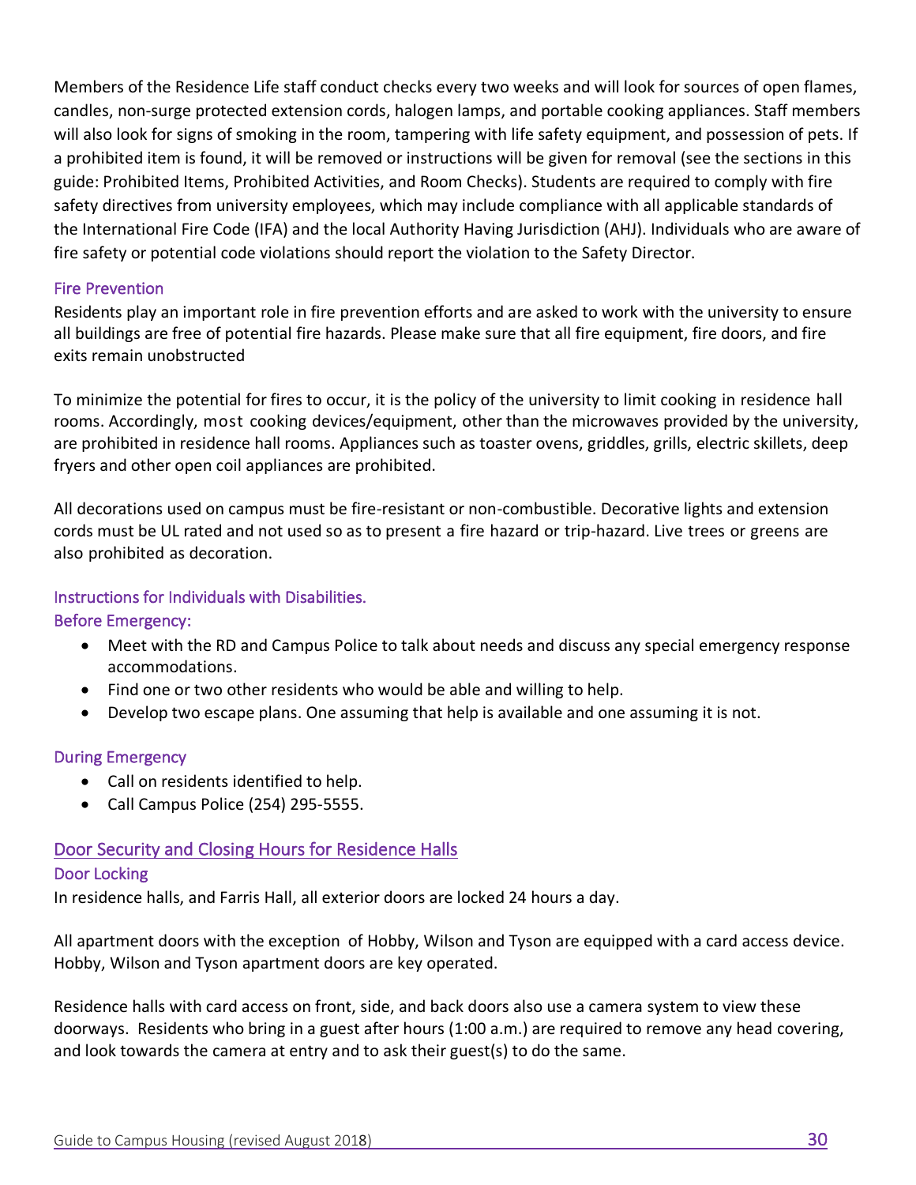Members of the Residence Life staff conduct checks every two weeks and will look for sources of open flames, candles, non-surge protected extension cords, halogen lamps, and portable cooking appliances. Staff members will also look for signs of smoking in the room, tampering with life safety equipment, and possession of pets. If a prohibited item is found, it will be removed or instructions will be given for removal (see the sections in this guide: Prohibited Items, Prohibited Activities, and Room Checks). Students are required to comply with fire safety directives from university employees, which may include compliance with all applicable standards of the International Fire Code (IFA) and the local Authority Having Jurisdiction (AHJ). Individuals who are aware of fire safety or potential code violations should report the violation to the Safety Director.

### Fire Prevention

Residents play an important role in fire prevention efforts and are asked to work with the university to ensure all buildings are free of potential fire hazards. Please make sure that all fire equipment, fire doors, and fire exits remain unobstructed

To minimize the potential for fires to occur, it is the policy of the university to limit cooking in residence hall rooms. Accordingly, most cooking devices/equipment, other than the microwaves provided by the university, are prohibited in residence hall rooms. Appliances such as toaster ovens, griddles, grills, electric skillets, deep fryers and other open coil appliances are prohibited.

All decorations used on campus must be fire-resistant or non-combustible. Decorative lights and extension cords must be UL rated and not used so as to present a fire hazard or trip-hazard. Live trees or greens are also prohibited as decoration.

### Instructions for Individuals with Disabilities.

### Before Emergency:

- Meet with the RD and Campus Police to talk about needs and discuss any special emergency response accommodations.
- Find one or two other residents who would be able and willing to help.
- Develop two escape plans. One assuming that help is available and one assuming it is not.

### During Emergency

- Call on residents identified to help.
- Call Campus Police (254) 295-5555.

## Door Security and Closing Hours for Residence Halls

### Door Locking

In residence halls, and Farris Hall, all exterior doors are locked 24 hours a day.

All apartment doors with the exception of Hobby, Wilson and Tyson are equipped with a card access device. Hobby, Wilson and Tyson apartment doors are key operated.

Residence halls with card access on front, side, and back doors also use a camera system to view these doorways. Residents who bring in a guest after hours (1:00 a.m.) are required to remove any head covering, and look towards the camera at entry and to ask their guest(s) to do the same.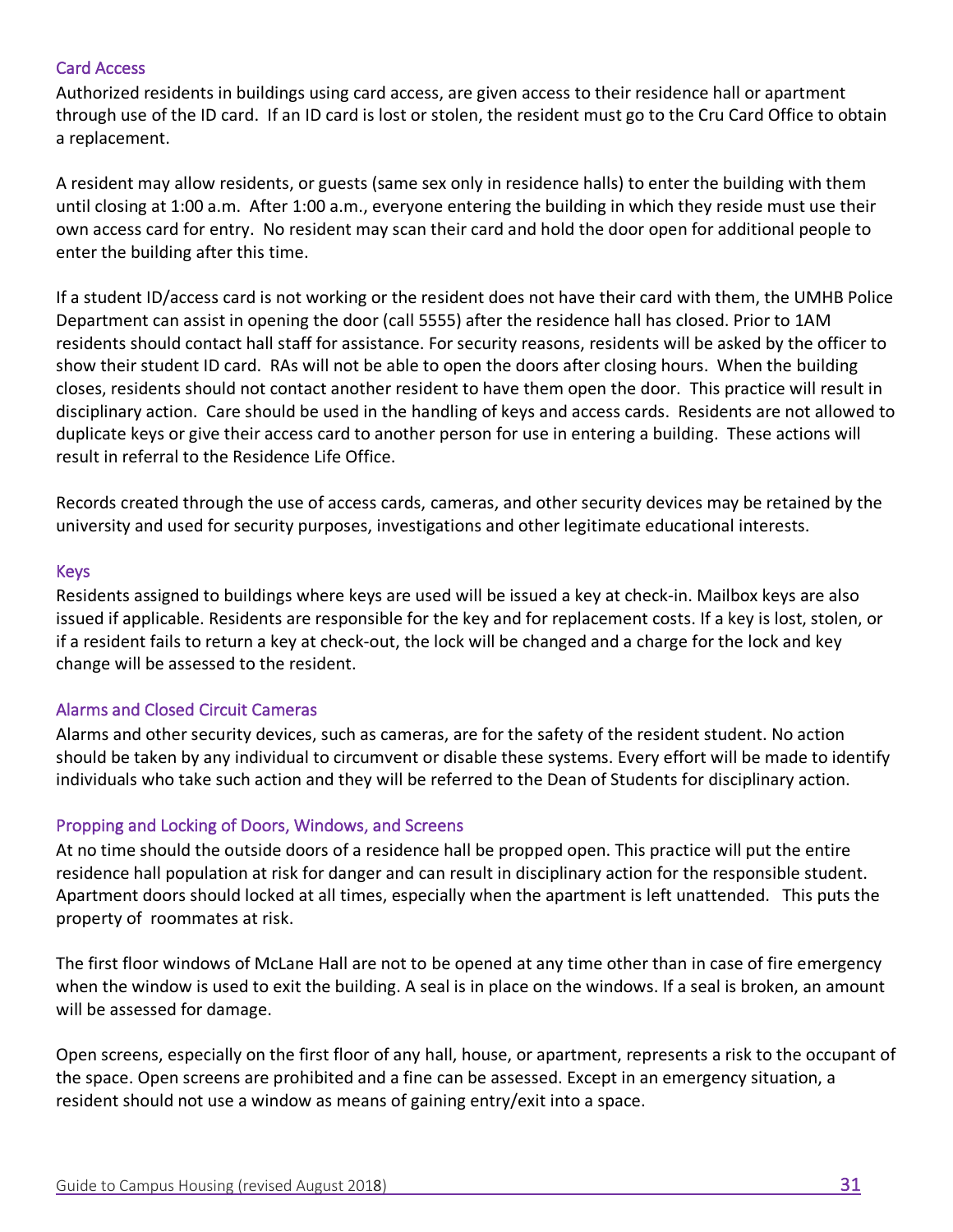## Card Access

Authorized residents in buildings using card access, are given access to their residence hall or apartment through use of the ID card. If an ID card is lost or stolen, the resident must go to the Cru Card Office to obtain a replacement.

A resident may allow residents, or guests (same sex only in residence halls) to enter the building with them until closing at 1:00 a.m. After 1:00 a.m., everyone entering the building in which they reside must use their own access card for entry. No resident may scan their card and hold the door open for additional people to enter the building after this time.

If a student ID/access card is not working or the resident does not have their card with them, the UMHB Police Department can assist in opening the door (call 5555) after the residence hall has closed. Prior to 1AM residents should contact hall staff for assistance. For security reasons, residents will be asked by the officer to show their student ID card. RAs will not be able to open the doors after closing hours. When the building closes, residents should not contact another resident to have them open the door. This practice will result in disciplinary action. Care should be used in the handling of keys and access cards. Residents are not allowed to duplicate keys or give their access card to another person for use in entering a building. These actions will result in referral to the Residence Life Office.

Records created through the use of access cards, cameras, and other security devices may be retained by the university and used for security purposes, investigations and other legitimate educational interests.

## Keys

Residents assigned to buildings where keys are used will be issued a key at check-in. Mailbox keys are also issued if applicable. Residents are responsible for the key and for replacement costs. If a key is lost, stolen, or if a resident fails to return a key at check-out, the lock will be changed and a charge for the lock and key change will be assessed to the resident.

## Alarms and Closed Circuit Cameras

Alarms and other security devices, such as cameras, are for the safety of the resident student. No action should be taken by any individual to circumvent or disable these systems. Every effort will be made to identify individuals who take such action and they will be referred to the Dean of Students for disciplinary action.

## Propping and Locking of Doors, Windows, and Screens

At no time should the outside doors of a residence hall be propped open. This practice will put the entire residence hall population at risk for danger and can result in disciplinary action for the responsible student. Apartment doors should locked at all times, especially when the apartment is left unattended. This puts the property of roommates at risk.

The first floor windows of McLane Hall are not to be opened at any time other than in case of fire emergency when the window is used to exit the building. A seal is in place on the windows. If a seal is broken, an amount will be assessed for damage.

Open screens, especially on the first floor of any hall, house, or apartment, represents a risk to the occupant of the space. Open screens are prohibited and a fine can be assessed. Except in an emergency situation, a resident should not use a window as means of gaining entry/exit into a space.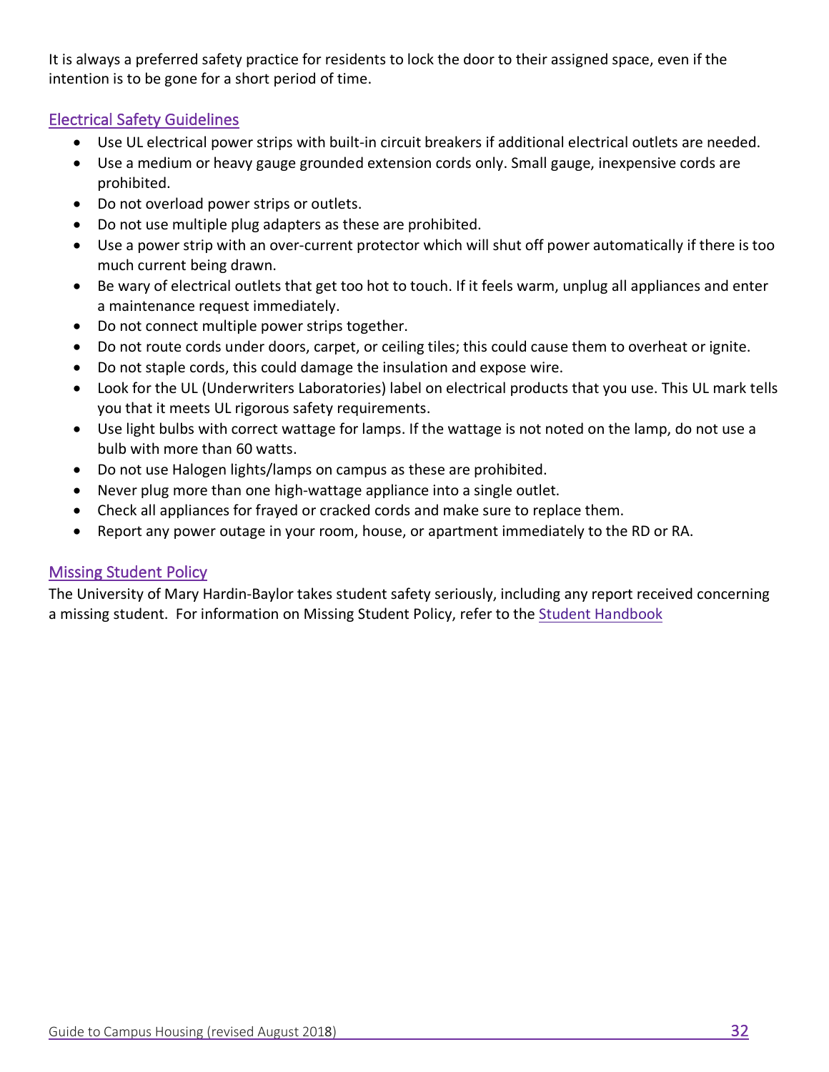It is always a preferred safety practice for residents to lock the door to their assigned space, even if the intention is to be gone for a short period of time.

## Electrical Safety Guidelines

- Use UL electrical power strips with built-in circuit breakers if additional electrical outlets are needed.
- Use a medium or heavy gauge grounded extension cords only. Small gauge, inexpensive cords are prohibited.
- Do not overload power strips or outlets.
- Do not use multiple plug adapters as these are prohibited.
- Use a power strip with an over-current protector which will shut off power automatically if there is too much current being drawn.
- Be wary of electrical outlets that get too hot to touch. If it feels warm, unplug all appliances and enter a maintenance request immediately.
- Do not connect multiple power strips together.
- Do not route cords under doors, carpet, or ceiling tiles; this could cause them to overheat or ignite.
- Do not staple cords, this could damage the insulation and expose wire.
- Look for the UL (Underwriters Laboratories) label on electrical products that you use. This UL mark tells you that it meets UL rigorous safety requirements.
- Use light bulbs with correct wattage for lamps. If the wattage is not noted on the lamp, do not use a bulb with more than 60 watts.
- Do not use Halogen lights/lamps on campus as these are prohibited.
- Never plug more than one high-wattage appliance into a single outlet.
- Check all appliances for frayed or cracked cords and make sure to replace them.
- Report any power outage in your room, house, or apartment immediately to the RD or RA.

## Missing Student Policy

The University of Mary Hardin-Baylor takes student safety seriously, including any report received concerning a missing student. For information on Missing Student Policy, refer to the Student Handbook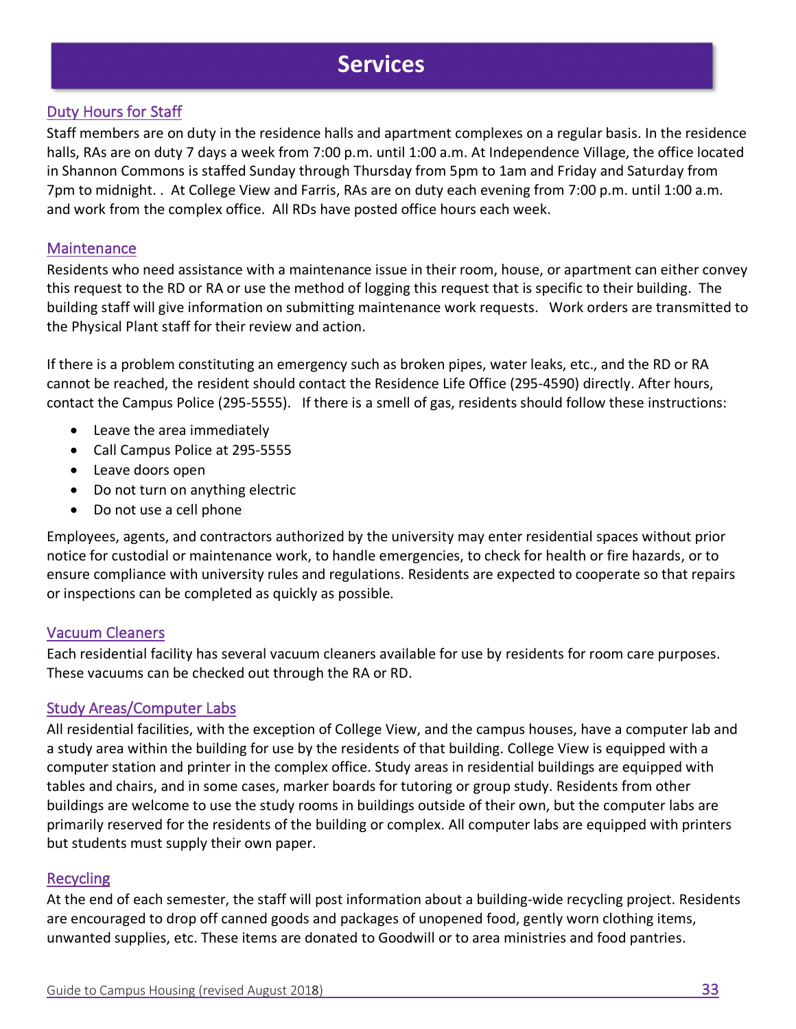# Services

## Duty Hours for Staff

Staff members are on duty in the residence halls and apartment complexes on a regular basis. In the residence halls, RAs are on duty 7 days a week from 7:00 p.m. until 1:00 a.m. At Independence Village, the office located in Shannon Commons is staffed Sunday through Thursday from 5pm to 1am and Friday and Saturday from 7pm to midnight. . At College View and Farris, RAs are on duty each evening from 7:00 p.m. until 1:00 a.m. and work from the complex office. All RDs have posted office hours each week.

## Maintenance

Residents who need assistance with a maintenance issue in their room, house, or apartment can either convey this request to the RD or RA or use the method of logging this request that is specific to their building. The building staff will give information on submitting maintenance work requests. Work orders are transmitted to the Physical Plant staff for their review and action.

If there is a problem constituting an emergency such as broken pipes, water leaks, etc., and the RD or RA cannot be reached, the resident should contact the Residence Life Office (295-4590) directly. After hours, contact the Campus Police (295-5555). If there is a smell of gas, residents should follow these instructions:

- Leave the area immediately
- Call Campus Police at 295-5555
- Leave doors open
- Do not turn on anything electric
- Do not use a cell phone

Employees, agents, and contractors authorized by the university may enter residential spaces without prior notice for custodial or maintenance work, to handle emergencies, to check for health or fire hazards, or to ensure compliance with university rules and regulations. Residents are expected to cooperate so that repairs or inspections can be completed as quickly as possible.

## Vacuum Cleaners

Each residential facility has several vacuum cleaners available for use by residents for room care purposes. These vacuums can be checked out through the RA or RD.

## Study Areas/Computer Labs

All residential facilities, with the exception of College View, and the campus houses, have a computer lab and a study area within the building for use by the residents of that building. College View is equipped with a computer station and printer in the complex office. Study areas in residential buildings are equipped with tables and chairs, and in some cases, marker boards for tutoring or group study. Residents from other buildings are welcome to use the study rooms in buildings outside of their own, but the computer labs are primarily reserved for the residents of the building or complex. All computer labs are equipped with printers but students must supply their own paper.

## Recycling

At the end of each semester, the staff will post information about a building-wide recycling project. Residents are encouraged to drop off canned goods and packages of unopened food, gently worn clothing items, unwanted supplies, etc. These items are donated to Goodwill or to area ministries and food pantries.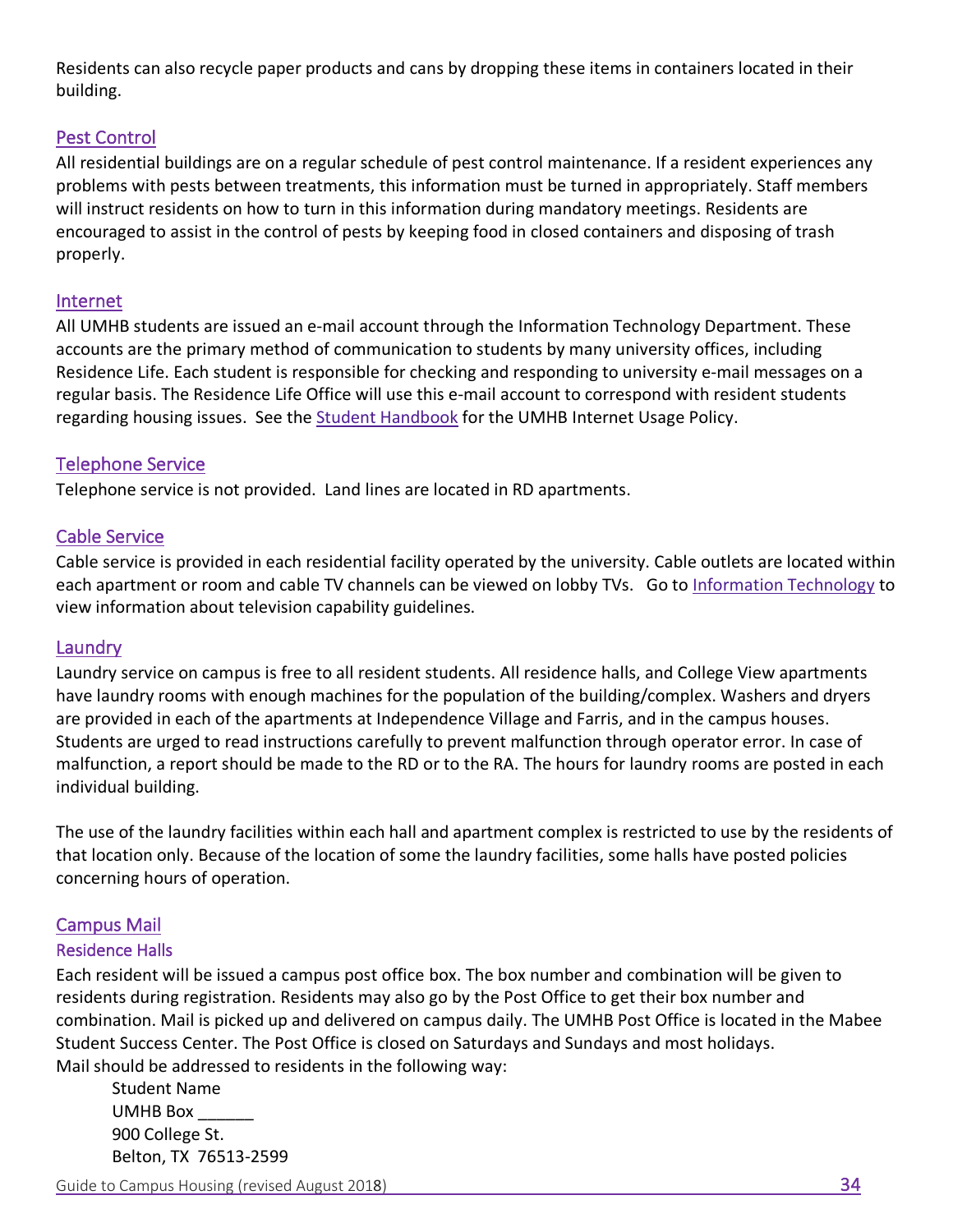Residents can also recycle paper products and cans by dropping these items in containers located in their building.

## Pest Control

All residential buildings are on a regular schedule of pest control maintenance. If a resident experiences any problems with pests between treatments, this information must be turned in appropriately. Staff members will instruct residents on how to turn in this information during mandatory meetings. Residents are encouraged to assist in the control of pests by keeping food in closed containers and disposing of trash properly.

## Internet

All UMHB students are issued an e-mail account through the Information Technology Department. These accounts are the primary method of communication to students by many university offices, including Residence Life. Each student is responsible for checking and responding to university e-mail messages on a regular basis. The Residence Life Office will use this e-mail account to correspond with resident students regarding housing issues. See the Student Handbook for the UMHB Internet Usage Policy.

## Telephone Service

Telephone service is not provided. Land lines are located in RD apartments.

## Cable Service

Cable service is provided in each residential facility operated by the university. Cable outlets are located within each apartment or room and cable TV channels can be viewed on lobby TVs. Go to Information Technology to view information about television capability guidelines.

## Laundry

Laundry service on campus is free to all resident students. All residence halls, and College View apartments have laundry rooms with enough machines for the population of the building/complex. Washers and dryers are provided in each of the apartments at Independence Village and Farris, and in the campus houses. Students are urged to read instructions carefully to prevent malfunction through operator error. In case of malfunction, a report should be made to the RD or to the RA. The hours for laundry rooms are posted in each individual building.

The use of the laundry facilities within each hall and apartment complex is restricted to use by the residents of that location only. Because of the location of some the laundry facilities, some halls have posted policies concerning hours of operation.

## Campus Mail

### Residence Halls

Each resident will be issued a campus post office box. The box number and combination will be given to residents during registration. Residents may also go by the Post Office to get their box number and combination. Mail is picked up and delivered on campus daily. The UMHB Post Office is located in the Mabee Student Success Center. The Post Office is closed on Saturdays and Sundays and most holidays.
Mail should be addressed to residents in the following way:

Student Name
UMHB Box ______
900 College St.
Belton, TX 76513-2599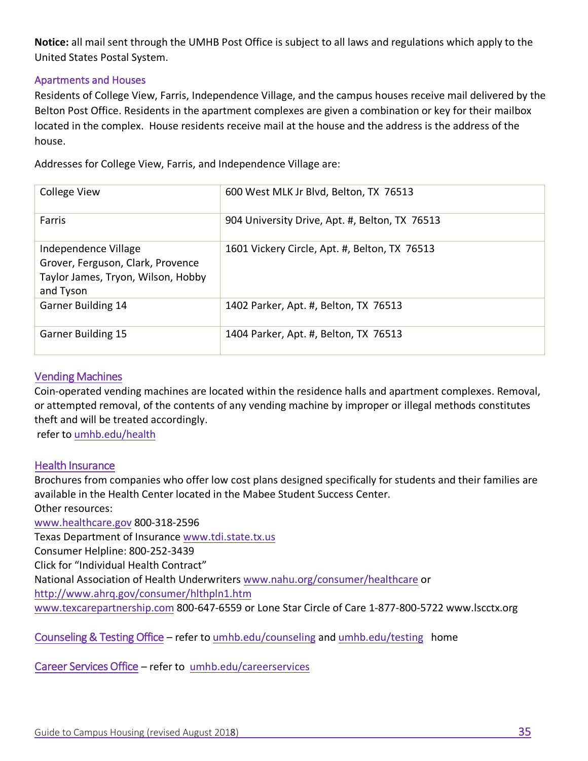**Notice:** all mail sent through the UMHB Post Office is subject to all laws and regulations which apply to the United States Postal System.

### Apartments and Houses

Residents of College View, Farris, Independence Village, and the campus houses receive mail delivered by the Belton Post Office. Residents in the apartment complexes are given a combination or key for their mailbox located in the complex. House residents receive mail at the house and the address is the address of the house.

Addresses for College View, Farris, and Independence Village are:

| | |
|---|---|
| College View | 600 West MLK Jr Blvd, Belton, TX 76513 |
| Farris | 904 University Drive, Apt. #, Belton, TX 76513 |
| Independence Village<br>Grover, Ferguson, Clark, Provence<br>Taylor James, Tryon, Wilson, Hobby and Tyson | 1601 Vickery Circle, Apt. #, Belton, TX 76513 |
| Garner Building 14 | 1402 Parker, Apt. #, Belton, TX 76513 |
| Garner Building 15 | 1404 Parker, Apt. #, Belton, TX 76513 |

### Vending Machines

Coin-operated vending machines are located within the residence halls and apartment complexes. Removal, or attempted removal, of the contents of any vending machine by improper or illegal methods constitutes theft and will be treated accordingly.
refer to umhb.edu/health

### Health Insurance

Brochures from companies who offer low cost plans designed specifically for students and their families are available in the Health Center located in the Mabee Student Success Center.
Other resources:
www.healthcare.gov 800-318-2596
Texas Department of Insurance www.tdi.state.tx.us
Consumer Helpline: 800-252-3439
Click for "Individual Health Contract"
National Association of Health Underwriters www.nahu.org/consumer/healthcare or
http://www.ahrq.gov/consumer/hlthpln1.htm
www.texcarepartnership.com 800-647-6559 or Lone Star Circle of Care 1-877-800-5722 www.lscctx.org

**Counseling & Testing Office** – refer to umhb.edu/counseling and umhb.edu/testing home

**Career Services Office** – refer to umhb.edu/careerservices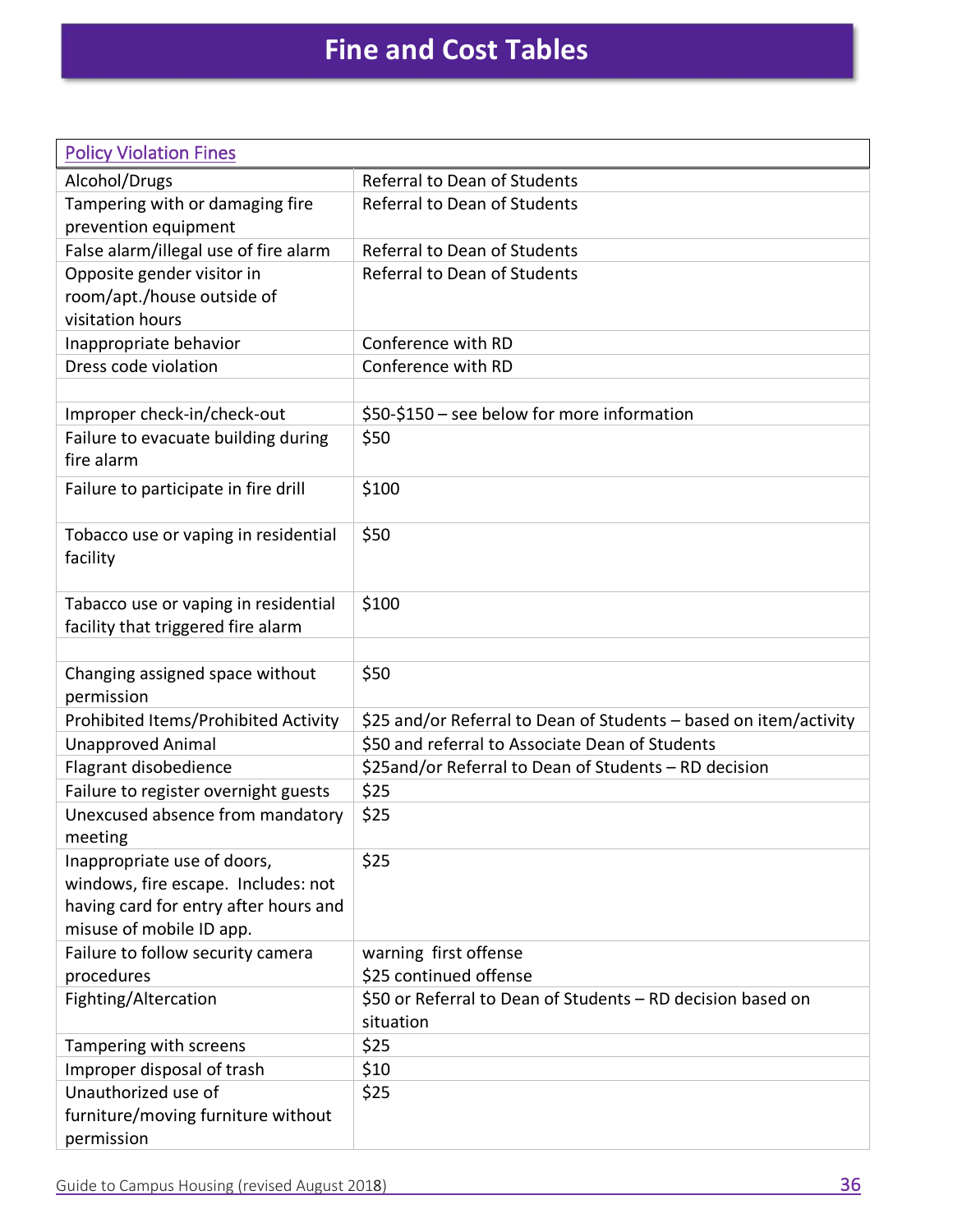# Fine and Cost Tables

| Policy Violation Fines | |
|---|---|
| Alcohol/Drugs | Referral to Dean of Students |
| Tampering with or damaging fire prevention equipment | Referral to Dean of Students |
| False alarm/illegal use of fire alarm | Referral to Dean of Students |
| Opposite gender visitor in room/apt./house outside of visitation hours | Referral to Dean of Students |
| Inappropriate behavior | Conference with RD |
| Dress code violation | Conference with RD |
| | |
| Improper check-in/check-out | $50-$150 – see below for more information |
| Failure to evacuate building during fire alarm | $50 |
| Failure to participate in fire drill | $100 |
| Tobacco use or vaping in residential facility | $50 |
| Tabacco use or vaping in residential facility that triggered fire alarm | $100 |
| | |
| Changing assigned space without permission | $50 |
| Prohibited Items/Prohibited Activity | $25 and/or Referral to Dean of Students – based on item/activity |
| Unapproved Animal | $50 and referral to Associate Dean of Students |
| Flagrant disobedience | $25and/or Referral to Dean of Students – RD decision |
| Failure to register overnight guests | $25 |
| Unexcused absence from mandatory meeting | $25 |
| Inappropriate use of doors, windows, fire escape. Includes: not having card for entry after hours and misuse of mobile ID app. | $25 |
| Failure to follow security camera procedures | warning first offense<br>$25 continued offense |
| Fighting/Altercation | $50 or Referral to Dean of Students – RD decision based on situation |
| Tampering with screens | $25 |
| Improper disposal of trash | $10 |
| Unauthorized use of furniture/moving furniture without permission | $25 |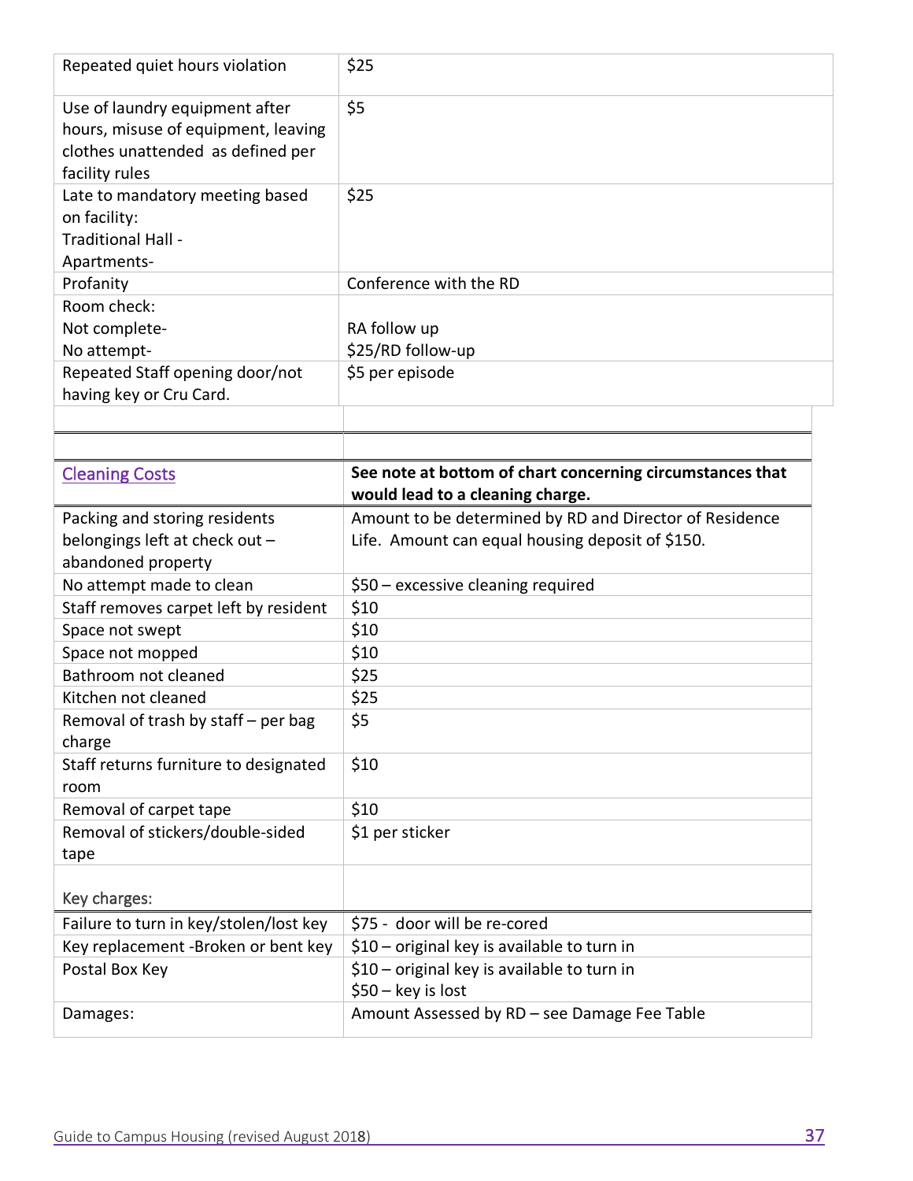| | |
|---|---|
| Repeated quiet hours violation | $25 |
| Use of laundry equipment after hours, misuse of equipment, leaving clothes unattended as defined per facility rules | $5 |
| Late to mandatory meeting based on facility:<br>Traditional Hall -<br>Apartments- | $25 |
| Profanity | Conference with the RD |
| Room check:<br>Not complete-<br>No attempt- | <br>RA follow up<br>$25/RD follow-up |
| Repeated Staff opening door/not having key or Cru Card. | $5 per episode |

| [Cleaning Costs]() | **See note at bottom of chart concerning circumstances that would lead to a cleaning charge.** |
|---|---|
| Packing and storing residents belongings left at check out – abandoned property | Amount to be determined by RD and Director of Residence Life. Amount can equal housing deposit of $150. |
| No attempt made to clean | $50 – excessive cleaning required |
| Staff removes carpet left by resident | $10 |
| Space not swept | $10 |
| Space not mopped | $10 |
| Bathroom not cleaned | $25 |
| Kitchen not cleaned | $25 |
| Removal of trash by staff – per bag charge | $5 |
| Staff returns furniture to designated room | $10 |
| Removal of carpet tape | $10 |
| Removal of stickers/double-sided tape | $1 per sticker |
| Key charges: | |
| Failure to turn in key/stolen/lost key | $75 - door will be re-cored |
| Key replacement -Broken or bent key | $10 – original key is available to turn in |
| Postal Box Key | $10 – original key is available to turn in<br>$50 – key is lost |
| Damages: | Amount Assessed by RD – see Damage Fee Table |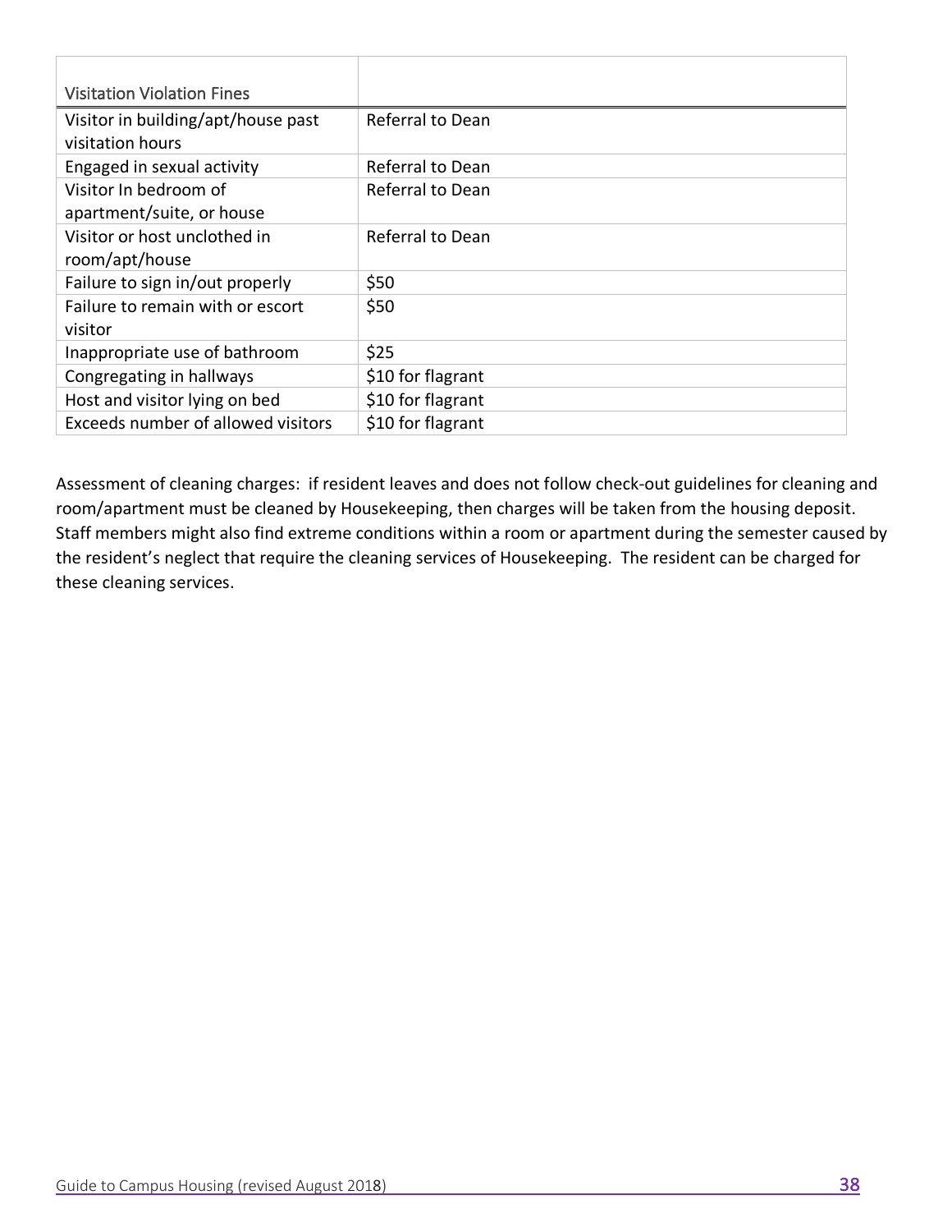| Visitation Violation Fines | |
|---|---|
| Visitor in building/apt/house past visitation hours | Referral to Dean |
| Engaged in sexual activity | Referral to Dean |
| Visitor In bedroom of apartment/suite, or house | Referral to Dean |
| Visitor or host unclothed in room/apt/house | Referral to Dean |
| Failure to sign in/out properly | $50 |
| Failure to remain with or escort visitor | $50 |
| Inappropriate use of bathroom | $25 |
| Congregating in hallways | $10 for flagrant |
| Host and visitor lying on bed | $10 for flagrant |
| Exceeds number of allowed visitors | $10 for flagrant |

Assessment of cleaning charges: if resident leaves and does not follow check-out guidelines for cleaning and room/apartment must be cleaned by Housekeeping, then charges will be taken from the housing deposit. Staff members might also find extreme conditions within a room or apartment during the semester caused by the resident's neglect that require the cleaning services of Housekeeping. The resident can be charged for these cleaning services.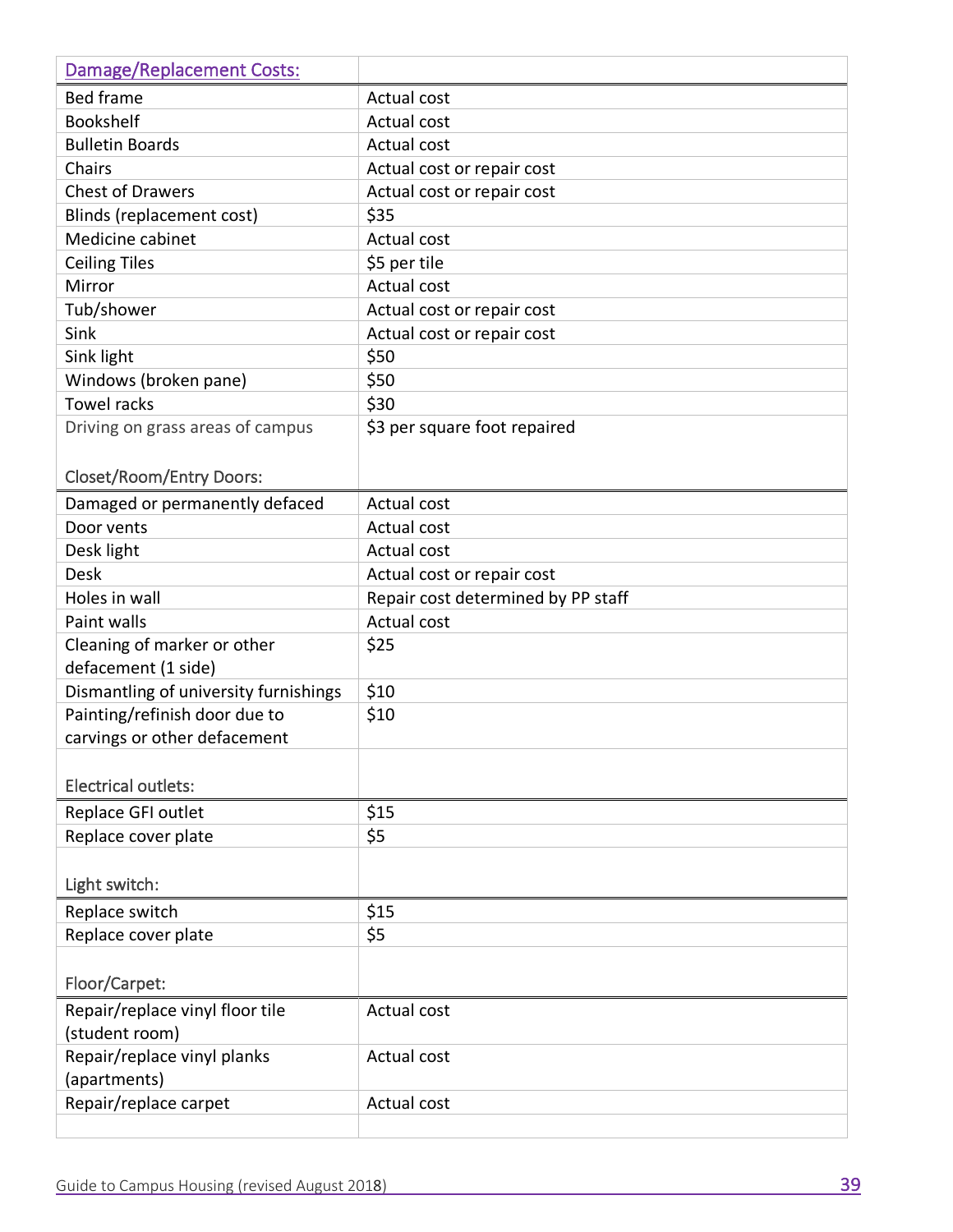| Damage/Replacement Costs: | |
|---|---|
| Bed frame | Actual cost |
| Bookshelf | Actual cost |
| Bulletin Boards | Actual cost |
| Chairs | Actual cost or repair cost |
| Chest of Drawers | Actual cost or repair cost |
| Blinds (replacement cost) | $35 |
| Medicine cabinet | Actual cost |
| Ceiling Tiles | $5 per tile |
| Mirror | Actual cost |
| Tub/shower | Actual cost or repair cost |
| Sink | Actual cost or repair cost |
| Sink light | $50 |
| Windows (broken pane) | $50 |
| Towel racks | $30 |
| Driving on grass areas of campus | $3 per square foot repaired |
| Closet/Room/Entry Doors: | |
| Damaged or permanently defaced | Actual cost |
| Door vents | Actual cost |
| Desk light | Actual cost |
| Desk | Actual cost or repair cost |
| Holes in wall | Repair cost determined by PP staff |
| Paint walls | Actual cost |
| Cleaning of marker or other defacement (1 side) | $25 |
| Dismantling of university furnishings | $10 |
| Painting/refinish door due to carvings or other defacement | $10 |
| Electrical outlets: | |
| Replace GFI outlet | $15 |
| Replace cover plate | $5 |
| Light switch: | |
| Replace switch | $15 |
| Replace cover plate | $5 |
| Floor/Carpet: | |
| Repair/replace vinyl floor tile (student room) | Actual cost |
| Repair/replace vinyl planks (apartments) | Actual cost |
| Repair/replace carpet | Actual cost |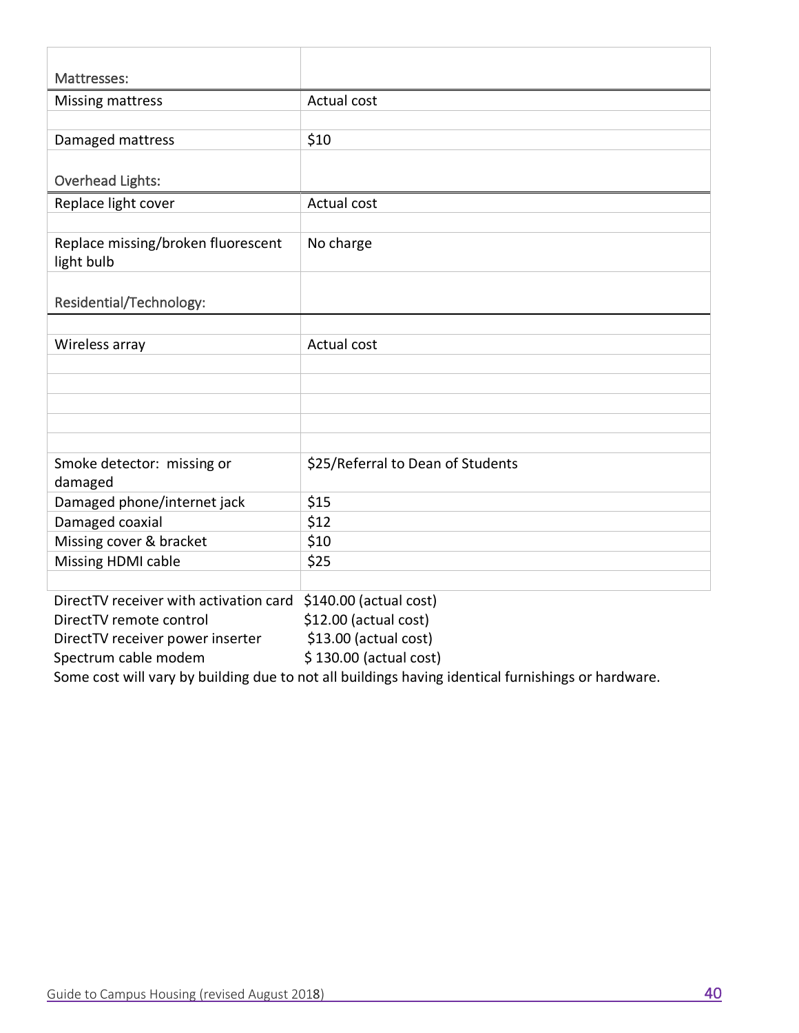| | |
|---|---|
| Mattresses: | |
| Missing mattress | Actual cost |
| | |
| Damaged mattress | $10 |
| Overhead Lights: | |
| Replace light cover | Actual cost |
| | |
| Replace missing/broken fluorescent light bulb | No charge |
| Residential/Technology: | |
| | |
| Wireless array | Actual cost |
| | |
| | |
| | |
| | |
| | |
| Smoke detector: missing or damaged | $25/Referral to Dean of Students |
| Damaged phone/internet jack | $15 |
| Damaged coaxial | $12 |
| Missing cover & bracket | $10 |
| Missing HDMI cable | $25 |
| | |
| DirectTV receiver with activation card | $140.00 (actual cost) |
| DirectTV remote control | $12.00 (actual cost) |
| DirectTV receiver power inserter | $13.00 (actual cost) |
| Spectrum cable modem | $ 130.00 (actual cost) |

Some cost will vary by building due to not all buildings having identical furnishings or hardware.